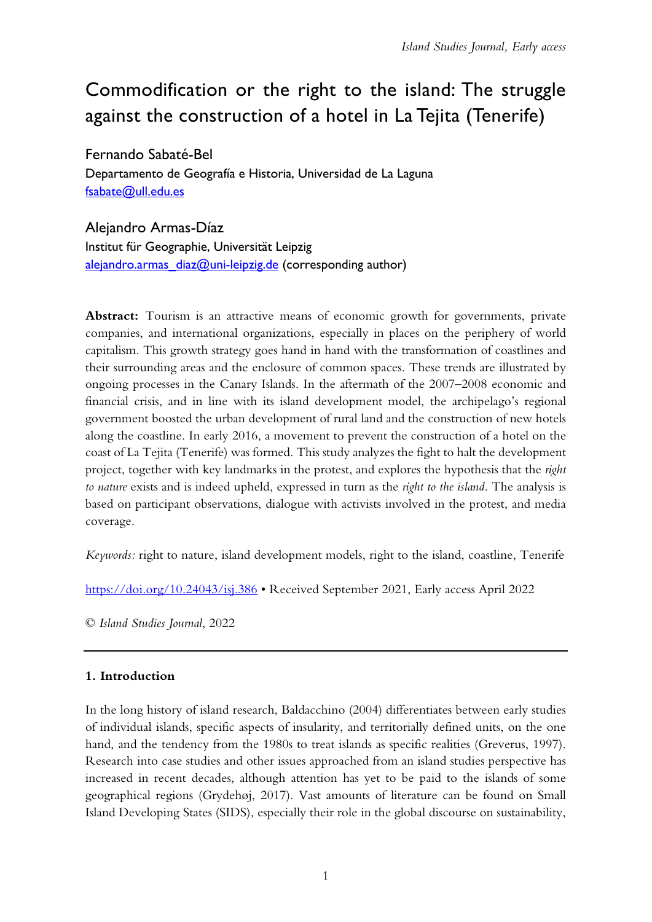# Commodification or the right to the island: The struggle against the construction of a hotel in La Tejita (Tenerife)

Fernando Sabaté-Bel
Departamento de Geografía e Historia, Universidad de La Laguna
fsabate@ull.edu.es

Alejandro Armas-Díaz
Institut für Geographie, Universität Leipzig
alejandro.armas_diaz@uni-leipzig.de (corresponding author)

**Abstract:** Tourism is an attractive means of economic growth for governments, private companies, and international organizations, especially in places on the periphery of world capitalism. This growth strategy goes hand in hand with the transformation of coastlines and their surrounding areas and the enclosure of common spaces. These trends are illustrated by ongoing processes in the Canary Islands. In the aftermath of the 2007–2008 economic and financial crisis, and in line with its island development model, the archipelago's regional government boosted the urban development of rural land and the construction of new hotels along the coastline. In early 2016, a movement to prevent the construction of a hotel on the coast of La Tejita (Tenerife) was formed. This study analyzes the fight to halt the development project, together with key landmarks in the protest, and explores the hypothesis that the *right to nature* exists and is indeed upheld, expressed in turn as the *right to the island*. The analysis is based on participant observations, dialogue with activists involved in the protest, and media coverage.

*Keywords:* right to nature, island development models, right to the island, coastline, Tenerife

https://doi.org/10.24043/isj.386 • Received September 2021, Early access April 2022

© *Island Studies Journal*, 2022

## 1. Introduction

In the long history of island research, Baldacchino (2004) differentiates between early studies of individual islands, specific aspects of insularity, and territorially defined units, on the one hand, and the tendency from the 1980s to treat islands as specific realities (Greverus, 1997). Research into case studies and other issues approached from an island studies perspective has increased in recent decades, although attention has yet to be paid to the islands of some geographical regions (Grydehøj, 2017). Vast amounts of literature can be found on Small Island Developing States (SIDS), especially their role in the global discourse on sustainability,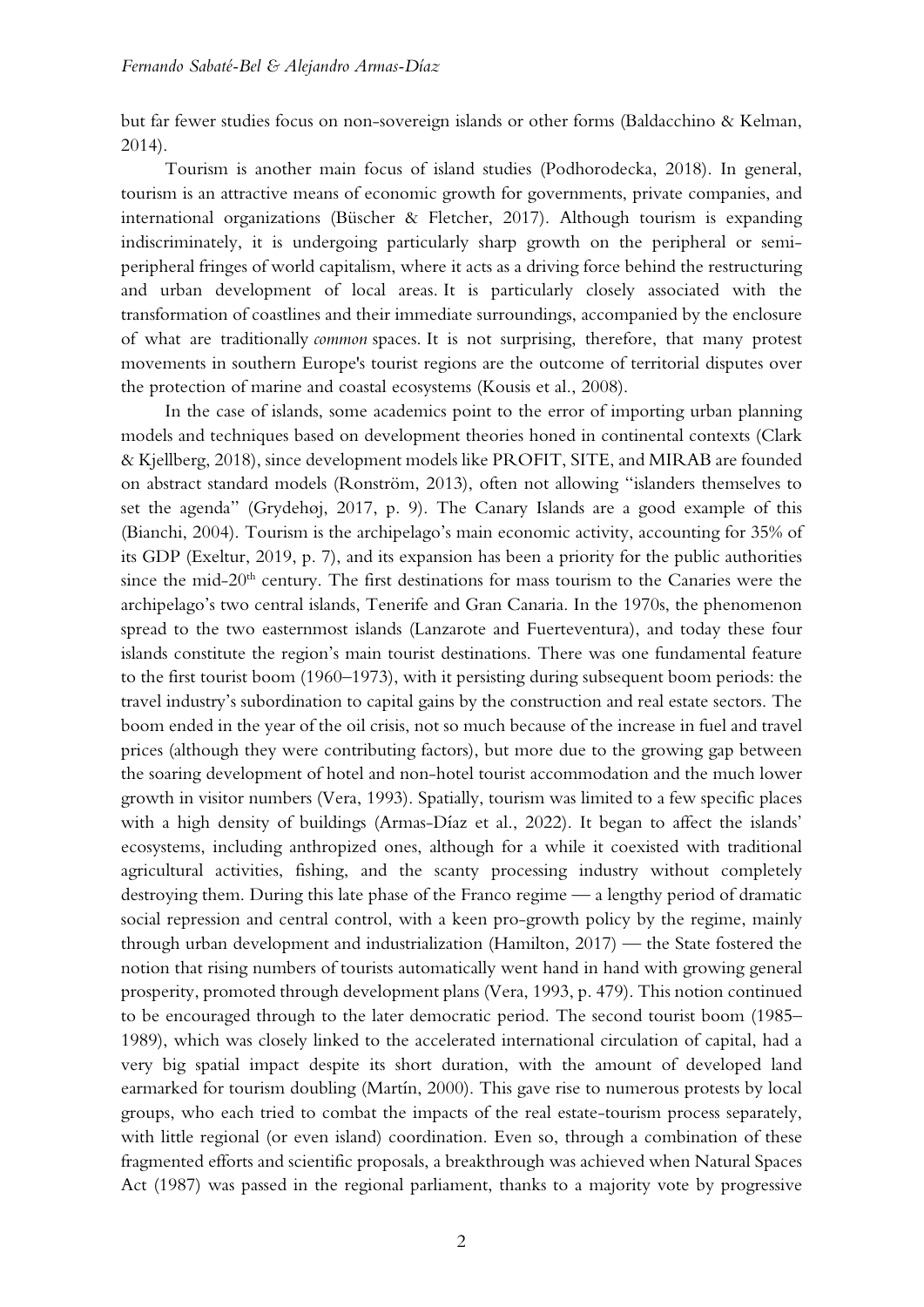but far fewer studies focus on non-sovereign islands or other forms (Baldacchino & Kelman, 2014).

Tourism is another main focus of island studies (Podhorodecka, 2018). In general, tourism is an attractive means of economic growth for governments, private companies, and international organizations (Büscher & Fletcher, 2017). Although tourism is expanding indiscriminately, it is undergoing particularly sharp growth on the peripheral or semi-peripheral fringes of world capitalism, where it acts as a driving force behind the restructuring and urban development of local areas. It is particularly closely associated with the transformation of coastlines and their immediate surroundings, accompanied by the enclosure of what are traditionally *common* spaces. It is not surprising, therefore, that many protest movements in southern Europe's tourist regions are the outcome of territorial disputes over the protection of marine and coastal ecosystems (Kousis et al., 2008).

In the case of islands, some academics point to the error of importing urban planning models and techniques based on development theories honed in continental contexts (Clark & Kjellberg, 2018), since development models like PROFIT, SITE, and MIRAB are founded on abstract standard models (Ronström, 2013), often not allowing "islanders themselves to set the agenda" (Grydehøj, 2017, p. 9). The Canary Islands are a good example of this (Bianchi, 2004). Tourism is the archipelago's main economic activity, accounting for 35% of its GDP (Exeltur, 2019, p. 7), and its expansion has been a priority for the public authorities since the mid-20th century. The first destinations for mass tourism to the Canaries were the archipelago's two central islands, Tenerife and Gran Canaria. In the 1970s, the phenomenon spread to the two easternmost islands (Lanzarote and Fuerteventura), and today these four islands constitute the region's main tourist destinations. There was one fundamental feature to the first tourist boom (1960–1973), with it persisting during subsequent boom periods: the travel industry's subordination to capital gains by the construction and real estate sectors. The boom ended in the year of the oil crisis, not so much because of the increase in fuel and travel prices (although they were contributing factors), but more due to the growing gap between the soaring development of hotel and non-hotel tourist accommodation and the much lower growth in visitor numbers (Vera, 1993). Spatially, tourism was limited to a few specific places with a high density of buildings (Armas-Díaz et al., 2022). It began to affect the islands' ecosystems, including anthropized ones, although for a while it coexisted with traditional agricultural activities, fishing, and the scanty processing industry without completely destroying them. During this late phase of the Franco regime — a lengthy period of dramatic social repression and central control, with a keen pro-growth policy by the regime, mainly through urban development and industrialization (Hamilton, 2017) — the State fostered the notion that rising numbers of tourists automatically went hand in hand with growing general prosperity, promoted through development plans (Vera, 1993, p. 479). This notion continued to be encouraged through to the later democratic period. The second tourist boom (1985–1989), which was closely linked to the accelerated international circulation of capital, had a very big spatial impact despite its short duration, with the amount of developed land earmarked for tourism doubling (Martín, 2000). This gave rise to numerous protests by local groups, who each tried to combat the impacts of the real estate-tourism process separately, with little regional (or even island) coordination. Even so, through a combination of these fragmented efforts and scientific proposals, a breakthrough was achieved when Natural Spaces Act (1987) was passed in the regional parliament, thanks to a majority vote by progressive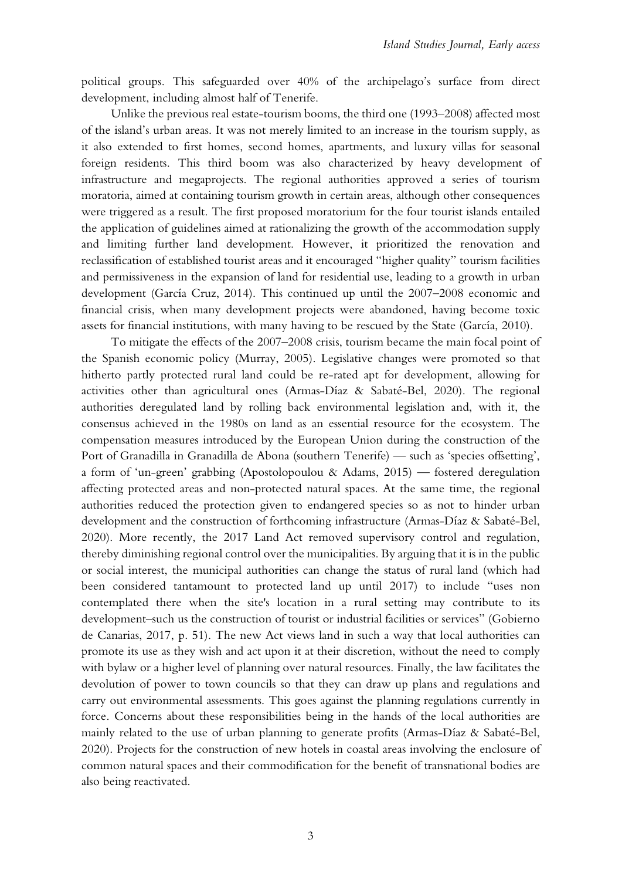political groups. This safeguarded over 40% of the archipelago's surface from direct development, including almost half of Tenerife.

Unlike the previous real estate-tourism booms, the third one (1993–2008) affected most of the island's urban areas. It was not merely limited to an increase in the tourism supply, as it also extended to first homes, second homes, apartments, and luxury villas for seasonal foreign residents. This third boom was also characterized by heavy development of infrastructure and megaprojects. The regional authorities approved a series of tourism moratoria, aimed at containing tourism growth in certain areas, although other consequences were triggered as a result. The first proposed moratorium for the four tourist islands entailed the application of guidelines aimed at rationalizing the growth of the accommodation supply and limiting further land development. However, it prioritized the renovation and reclassification of established tourist areas and it encouraged "higher quality" tourism facilities and permissiveness in the expansion of land for residential use, leading to a growth in urban development (García Cruz, 2014). This continued up until the 2007–2008 economic and financial crisis, when many development projects were abandoned, having become toxic assets for financial institutions, with many having to be rescued by the State (García, 2010).

To mitigate the effects of the 2007–2008 crisis, tourism became the main focal point of the Spanish economic policy (Murray, 2005). Legislative changes were promoted so that hitherto partly protected rural land could be re-rated apt for development, allowing for activities other than agricultural ones (Armas-Díaz & Sabaté-Bel, 2020). The regional authorities deregulated land by rolling back environmental legislation and, with it, the consensus achieved in the 1980s on land as an essential resource for the ecosystem. The compensation measures introduced by the European Union during the construction of the Port of Granadilla in Granadilla de Abona (southern Tenerife) — such as 'species offsetting', a form of 'un-green' grabbing (Apostolopoulou & Adams, 2015) — fostered deregulation affecting protected areas and non-protected natural spaces. At the same time, the regional authorities reduced the protection given to endangered species so as not to hinder urban development and the construction of forthcoming infrastructure (Armas-Díaz & Sabaté-Bel, 2020). More recently, the 2017 Land Act removed supervisory control and regulation, thereby diminishing regional control over the municipalities. By arguing that it is in the public or social interest, the municipal authorities can change the status of rural land (which had been considered tantamount to protected land up until 2017) to include "uses non contemplated there when the site's location in a rural setting may contribute to its development–such us the construction of tourist or industrial facilities or services" (Gobierno de Canarias, 2017, p. 51). The new Act views land in such a way that local authorities can promote its use as they wish and act upon it at their discretion, without the need to comply with bylaw or a higher level of planning over natural resources. Finally, the law facilitates the devolution of power to town councils so that they can draw up plans and regulations and carry out environmental assessments. This goes against the planning regulations currently in force. Concerns about these responsibilities being in the hands of the local authorities are mainly related to the use of urban planning to generate profits (Armas-Díaz & Sabaté-Bel, 2020). Projects for the construction of new hotels in coastal areas involving the enclosure of common natural spaces and their commodification for the benefit of transnational bodies are also being reactivated.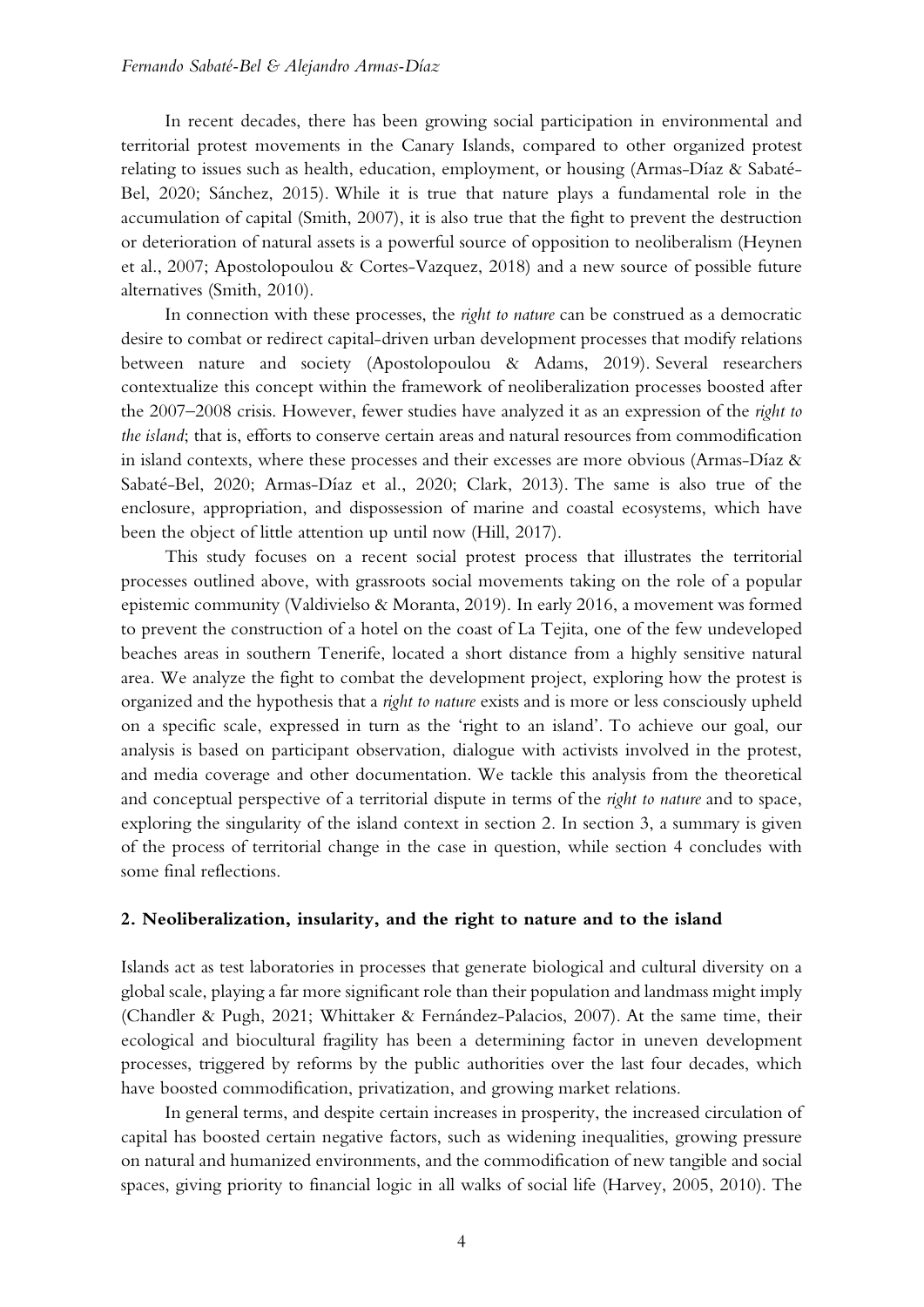In recent decades, there has been growing social participation in environmental and territorial protest movements in the Canary Islands, compared to other organized protest relating to issues such as health, education, employment, or housing (Armas-Díaz & Sabaté-Bel, 2020; Sánchez, 2015). While it is true that nature plays a fundamental role in the accumulation of capital (Smith, 2007), it is also true that the fight to prevent the destruction or deterioration of natural assets is a powerful source of opposition to neoliberalism (Heynen et al., 2007; Apostolopoulou & Cortes-Vazquez, 2018) and a new source of possible future alternatives (Smith, 2010).

In connection with these processes, the *right to nature* can be construed as a democratic desire to combat or redirect capital-driven urban development processes that modify relations between nature and society (Apostolopoulou & Adams, 2019). Several researchers contextualize this concept within the framework of neoliberalization processes boosted after the 2007–2008 crisis. However, fewer studies have analyzed it as an expression of the *right to the island*; that is, efforts to conserve certain areas and natural resources from commodification in island contexts, where these processes and their excesses are more obvious (Armas-Díaz & Sabaté-Bel, 2020; Armas-Díaz et al., 2020; Clark, 2013). The same is also true of the enclosure, appropriation, and dispossession of marine and coastal ecosystems, which have been the object of little attention up until now (Hill, 2017).

This study focuses on a recent social protest process that illustrates the territorial processes outlined above, with grassroots social movements taking on the role of a popular epistemic community (Valdivielso & Moranta, 2019). In early 2016, a movement was formed to prevent the construction of a hotel on the coast of La Tejita, one of the few undeveloped beaches areas in southern Tenerife, located a short distance from a highly sensitive natural area. We analyze the fight to combat the development project, exploring how the protest is organized and the hypothesis that a *right to nature* exists and is more or less consciously upheld on a specific scale, expressed in turn as the 'right to an island'. To achieve our goal, our analysis is based on participant observation, dialogue with activists involved in the protest, and media coverage and other documentation. We tackle this analysis from the theoretical and conceptual perspective of a territorial dispute in terms of the *right to nature* and to space, exploring the singularity of the island context in section 2. In section 3, a summary is given of the process of territorial change in the case in question, while section 4 concludes with some final reflections.

## 2. Neoliberalization, insularity, and the right to nature and to the island

Islands act as test laboratories in processes that generate biological and cultural diversity on a global scale, playing a far more significant role than their population and landmass might imply (Chandler & Pugh, 2021; Whittaker & Fernández-Palacios, 2007). At the same time, their ecological and biocultural fragility has been a determining factor in uneven development processes, triggered by reforms by the public authorities over the last four decades, which have boosted commodification, privatization, and growing market relations.

In general terms, and despite certain increases in prosperity, the increased circulation of capital has boosted certain negative factors, such as widening inequalities, growing pressure on natural and humanized environments, and the commodification of new tangible and social spaces, giving priority to financial logic in all walks of social life (Harvey, 2005, 2010). The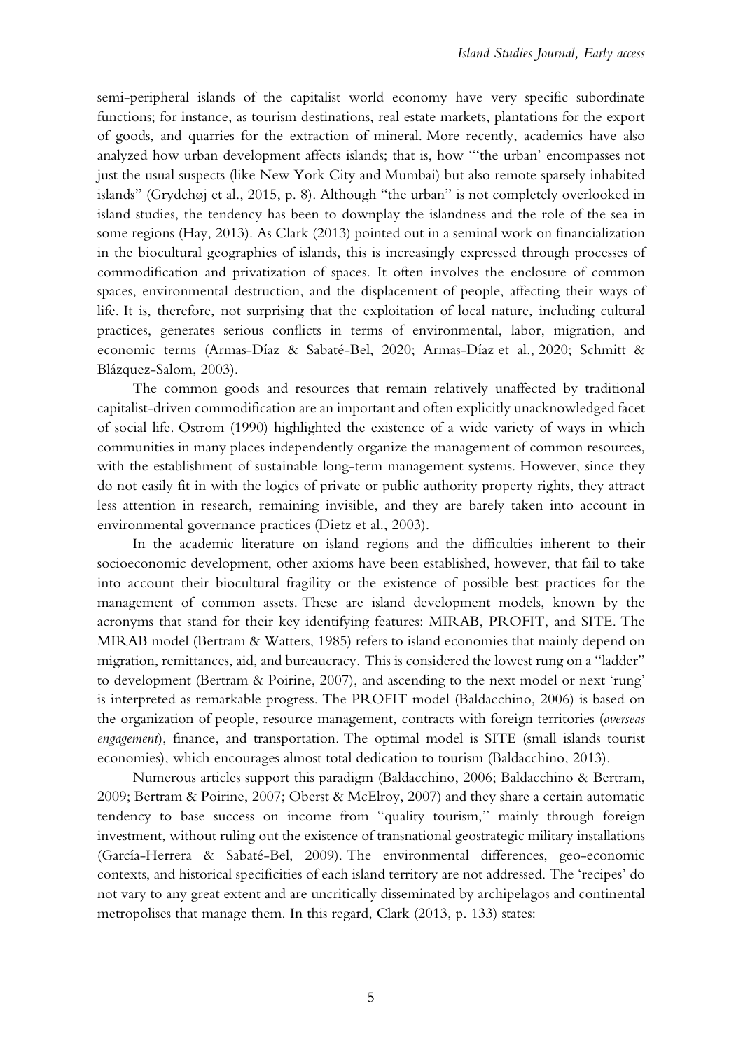semi-peripheral islands of the capitalist world economy have very specific subordinate functions; for instance, as tourism destinations, real estate markets, plantations for the export of goods, and quarries for the extraction of mineral. More recently, academics have also analyzed how urban development affects islands; that is, how "'the urban' encompasses not just the usual suspects (like New York City and Mumbai) but also remote sparsely inhabited islands" (Grydehøj et al., 2015, p. 8). Although "the urban" is not completely overlooked in island studies, the tendency has been to downplay the islandness and the role of the sea in some regions (Hay, 2013). As Clark (2013) pointed out in a seminal work on financialization in the biocultural geographies of islands, this is increasingly expressed through processes of commodification and privatization of spaces. It often involves the enclosure of common spaces, environmental destruction, and the displacement of people, affecting their ways of life. It is, therefore, not surprising that the exploitation of local nature, including cultural practices, generates serious conflicts in terms of environmental, labor, migration, and economic terms (Armas-Díaz & Sabaté-Bel, 2020; Armas-Díaz et al., 2020; Schmitt & Blázquez-Salom, 2003).

The common goods and resources that remain relatively unaffected by traditional capitalist-driven commodification are an important and often explicitly unacknowledged facet of social life. Ostrom (1990) highlighted the existence of a wide variety of ways in which communities in many places independently organize the management of common resources, with the establishment of sustainable long-term management systems. However, since they do not easily fit in with the logics of private or public authority property rights, they attract less attention in research, remaining invisible, and they are barely taken into account in environmental governance practices (Dietz et al., 2003).

In the academic literature on island regions and the difficulties inherent to their socioeconomic development, other axioms have been established, however, that fail to take into account their biocultural fragility or the existence of possible best practices for the management of common assets. These are island development models, known by the acronyms that stand for their key identifying features: MIRAB, PROFIT, and SITE. The MIRAB model (Bertram & Watters, 1985) refers to island economies that mainly depend on migration, remittances, aid, and bureaucracy. This is considered the lowest rung on a "ladder" to development (Bertram & Poirine, 2007), and ascending to the next model or next 'rung' is interpreted as remarkable progress. The PROFIT model (Baldacchino, 2006) is based on the organization of people, resource management, contracts with foreign territories (*overseas engagement*), finance, and transportation. The optimal model is SITE (small islands tourist economies), which encourages almost total dedication to tourism (Baldacchino, 2013).

Numerous articles support this paradigm (Baldacchino, 2006; Baldacchino & Bertram, 2009; Bertram & Poirine, 2007; Oberst & McElroy, 2007) and they share a certain automatic tendency to base success on income from "quality tourism," mainly through foreign investment, without ruling out the existence of transnational geostrategic military installations (García-Herrera & Sabaté-Bel, 2009). The environmental differences, geo-economic contexts, and historical specificities of each island territory are not addressed. The 'recipes' do not vary to any great extent and are uncritically disseminated by archipelagos and continental metropolises that manage them. In this regard, Clark (2013, p. 133) states: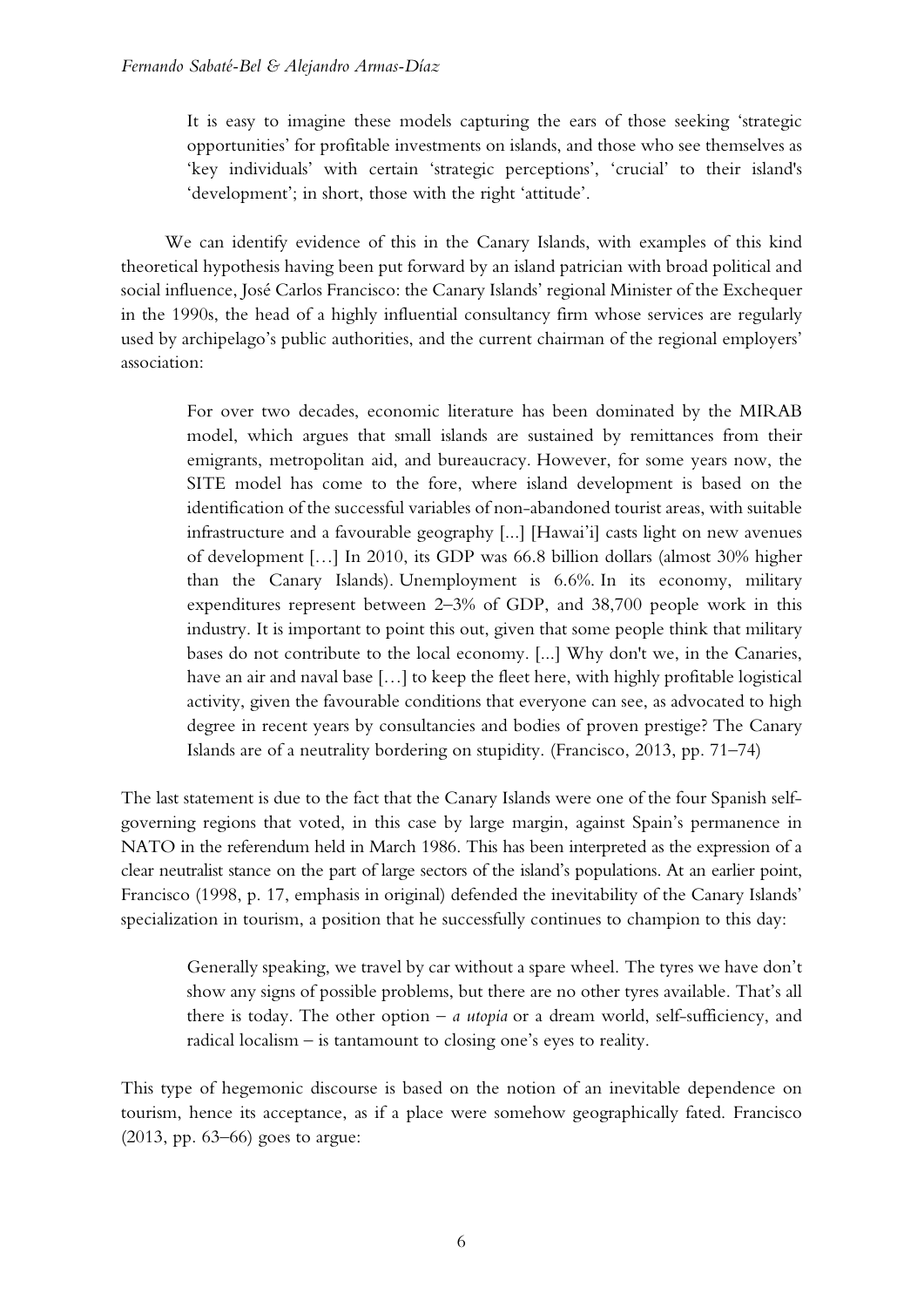> It is easy to imagine these models capturing the ears of those seeking 'strategic opportunities' for profitable investments on islands, and those who see themselves as 'key individuals' with certain 'strategic perceptions', 'crucial' to their island's 'development'; in short, those with the right 'attitude'.

We can identify evidence of this in the Canary Islands, with examples of this kind theoretical hypothesis having been put forward by an island patrician with broad political and social influence, José Carlos Francisco: the Canary Islands' regional Minister of the Exchequer in the 1990s, the head of a highly influential consultancy firm whose services are regularly used by archipelago's public authorities, and the current chairman of the regional employers' association:

> For over two decades, economic literature has been dominated by the MIRAB model, which argues that small islands are sustained by remittances from their emigrants, metropolitan aid, and bureaucracy. However, for some years now, the SITE model has come to the fore, where island development is based on the identification of the successful variables of non-abandoned tourist areas, with suitable infrastructure and a favourable geography [...] [Hawai'i] casts light on new avenues of development […] In 2010, its GDP was 66.8 billion dollars (almost 30% higher than the Canary Islands). Unemployment is 6.6%. In its economy, military expenditures represent between 2–3% of GDP, and 38,700 people work in this industry. It is important to point this out, given that some people think that military bases do not contribute to the local economy. [...] Why don't we, in the Canaries, have an air and naval base […] to keep the fleet here, with highly profitable logistical activity, given the favourable conditions that everyone can see, as advocated to high degree in recent years by consultancies and bodies of proven prestige? The Canary Islands are of a neutrality bordering on stupidity. (Francisco, 2013, pp. 71–74)

The last statement is due to the fact that the Canary Islands were one of the four Spanish self-governing regions that voted, in this case by large margin, against Spain's permanence in NATO in the referendum held in March 1986. This has been interpreted as the expression of a clear neutralist stance on the part of large sectors of the island's populations. At an earlier point, Francisco (1998, p. 17, emphasis in original) defended the inevitability of the Canary Islands' specialization in tourism, a position that he successfully continues to champion to this day:

> Generally speaking, we travel by car without a spare wheel. The tyres we have don't show any signs of possible problems, but there are no other tyres available. That's all there is today. The other option – *a utopia* or a dream world, self-sufficiency, and radical localism – is tantamount to closing one's eyes to reality.

This type of hegemonic discourse is based on the notion of an inevitable dependence on tourism, hence its acceptance, as if a place were somehow geographically fated. Francisco (2013, pp. 63–66) goes to argue: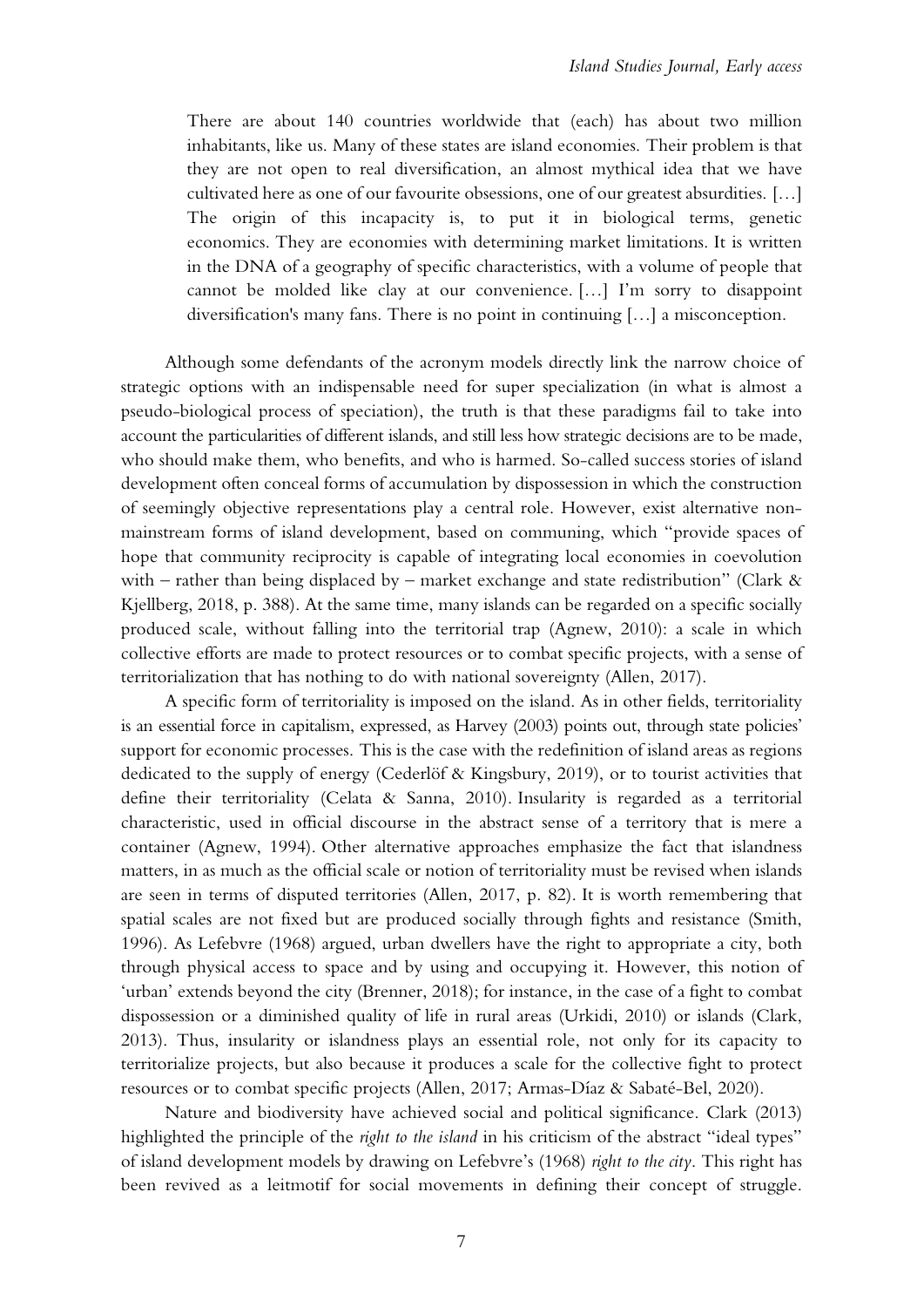> There are about 140 countries worldwide that (each) has about two million inhabitants, like us. Many of these states are island economies. Their problem is that they are not open to real diversification, an almost mythical idea that we have cultivated here as one of our favourite obsessions, one of our greatest absurdities. […] The origin of this incapacity is, to put it in biological terms, genetic economics. They are economies with determining market limitations. It is written in the DNA of a geography of specific characteristics, with a volume of people that cannot be molded like clay at our convenience. […] I'm sorry to disappoint diversification's many fans. There is no point in continuing […] a misconception.

Although some defendants of the acronym models directly link the narrow choice of strategic options with an indispensable need for super specialization (in what is almost a pseudo-biological process of speciation), the truth is that these paradigms fail to take into account the particularities of different islands, and still less how strategic decisions are to be made, who should make them, who benefits, and who is harmed. So-called success stories of island development often conceal forms of accumulation by dispossession in which the construction of seemingly objective representations play a central role. However, exist alternative non-mainstream forms of island development, based on communing, which "provide spaces of hope that community reciprocity is capable of integrating local economies in coevolution with – rather than being displaced by – market exchange and state redistribution" (Clark & Kjellberg, 2018, p. 388). At the same time, many islands can be regarded on a specific socially produced scale, without falling into the territorial trap (Agnew, 2010): a scale in which collective efforts are made to protect resources or to combat specific projects, with a sense of territorialization that has nothing to do with national sovereignty (Allen, 2017).

A specific form of territoriality is imposed on the island. As in other fields, territoriality is an essential force in capitalism, expressed, as Harvey (2003) points out, through state policies' support for economic processes. This is the case with the redefinition of island areas as regions dedicated to the supply of energy (Cederlöf & Kingsbury, 2019), or to tourist activities that define their territoriality (Celata & Sanna, 2010). Insularity is regarded as a territorial characteristic, used in official discourse in the abstract sense of a territory that is mere a container (Agnew, 1994). Other alternative approaches emphasize the fact that islandness matters, in as much as the official scale or notion of territoriality must be revised when islands are seen in terms of disputed territories (Allen, 2017, p. 82). It is worth remembering that spatial scales are not fixed but are produced socially through fights and resistance (Smith, 1996). As Lefebvre (1968) argued, urban dwellers have the right to appropriate a city, both through physical access to space and by using and occupying it. However, this notion of 'urban' extends beyond the city (Brenner, 2018); for instance, in the case of a fight to combat dispossession or a diminished quality of life in rural areas (Urkidi, 2010) or islands (Clark, 2013). Thus, insularity or islandness plays an essential role, not only for its capacity to territorialize projects, but also because it produces a scale for the collective fight to protect resources or to combat specific projects (Allen, 2017; Armas-Díaz & Sabaté-Bel, 2020).

Nature and biodiversity have achieved social and political significance. Clark (2013) highlighted the principle of the *right to the island* in his criticism of the abstract "ideal types" of island development models by drawing on Lefebvre's (1968) *right to the city*. This right has been revived as a leitmotif for social movements in defining their concept of struggle.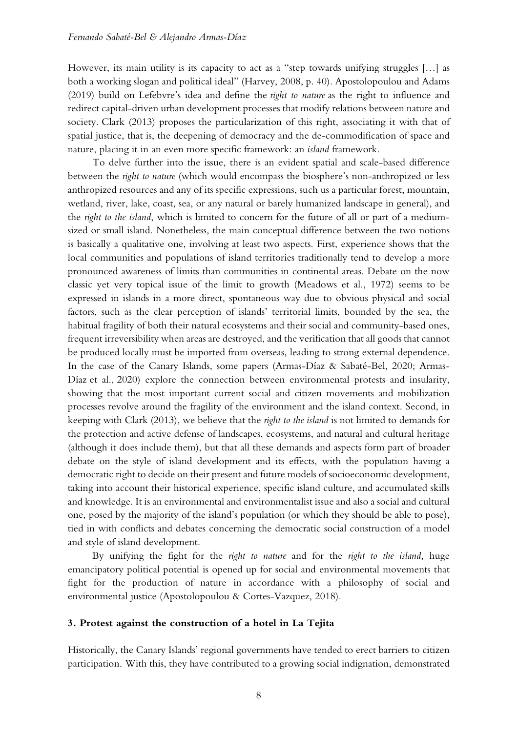However, its main utility is its capacity to act as a "step towards unifying struggles […] as both a working slogan and political ideal" (Harvey, 2008, p. 40). Apostolopoulou and Adams (2019) build on Lefebvre's idea and define the *right to nature* as the right to influence and redirect capital-driven urban development processes that modify relations between nature and society. Clark (2013) proposes the particularization of this right, associating it with that of spatial justice, that is, the deepening of democracy and the de-commodification of space and nature, placing it in an even more specific framework: an *island* framework.

To delve further into the issue, there is an evident spatial and scale-based difference between the *right to nature* (which would encompass the biosphere's non-anthropized or less anthropized resources and any of its specific expressions, such us a particular forest, mountain, wetland, river, lake, coast, sea, or any natural or barely humanized landscape in general), and the *right to the island*, which is limited to concern for the future of all or part of a medium-sized or small island. Nonetheless, the main conceptual difference between the two notions is basically a qualitative one, involving at least two aspects. First, experience shows that the local communities and populations of island territories traditionally tend to develop a more pronounced awareness of limits than communities in continental areas. Debate on the now classic yet very topical issue of the limit to growth (Meadows et al., 1972) seems to be expressed in islands in a more direct, spontaneous way due to obvious physical and social factors, such as the clear perception of islands' territorial limits, bounded by the sea, the habitual fragility of both their natural ecosystems and their social and community-based ones, frequent irreversibility when areas are destroyed, and the verification that all goods that cannot be produced locally must be imported from overseas, leading to strong external dependence. In the case of the Canary Islands, some papers (Armas-Díaz & Sabaté-Bel, 2020; Armas-Díaz et al., 2020) explore the connection between environmental protests and insularity, showing that the most important current social and citizen movements and mobilization processes revolve around the fragility of the environment and the island context. Second, in keeping with Clark (2013), we believe that the *right to the island* is not limited to demands for the protection and active defense of landscapes, ecosystems, and natural and cultural heritage (although it does include them), but that all these demands and aspects form part of broader debate on the style of island development and its effects, with the population having a democratic right to decide on their present and future models of socioeconomic development, taking into account their historical experience, specific island culture, and accumulated skills and knowledge. It is an environmental and environmentalist issue and also a social and cultural one, posed by the majority of the island's population (or which they should be able to pose), tied in with conflicts and debates concerning the democratic social construction of a model and style of island development.

By unifying the fight for the *right to nature* and for the *right to the island*, huge emancipatory political potential is opened up for social and environmental movements that fight for the production of nature in accordance with a philosophy of social and environmental justice (Apostolopoulou & Cortes-Vazquez, 2018).

## 3. Protest against the construction of a hotel in La Tejita

Historically, the Canary Islands' regional governments have tended to erect barriers to citizen participation. With this, they have contributed to a growing social indignation, demonstrated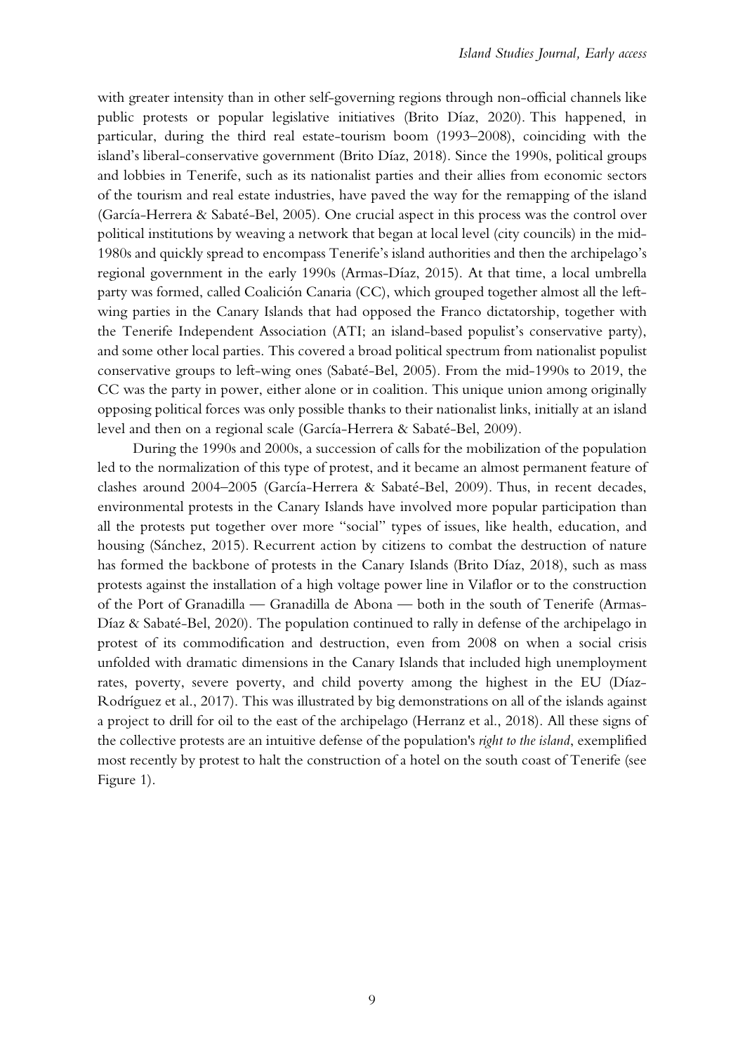with greater intensity than in other self-governing regions through non-official channels like public protests or popular legislative initiatives (Brito Díaz, 2020). This happened, in particular, during the third real estate-tourism boom (1993–2008), coinciding with the island's liberal-conservative government (Brito Díaz, 2018). Since the 1990s, political groups and lobbies in Tenerife, such as its nationalist parties and their allies from economic sectors of the tourism and real estate industries, have paved the way for the remapping of the island (García-Herrera & Sabaté-Bel, 2005). One crucial aspect in this process was the control over political institutions by weaving a network that began at local level (city councils) in the mid-1980s and quickly spread to encompass Tenerife's island authorities and then the archipelago's regional government in the early 1990s (Armas-Díaz, 2015). At that time, a local umbrella party was formed, called Coalición Canaria (CC), which grouped together almost all the left-wing parties in the Canary Islands that had opposed the Franco dictatorship, together with the Tenerife Independent Association (ATI; an island-based populist's conservative party), and some other local parties. This covered a broad political spectrum from nationalist populist conservative groups to left-wing ones (Sabaté-Bel, 2005). From the mid-1990s to 2019, the CC was the party in power, either alone or in coalition. This unique union among originally opposing political forces was only possible thanks to their nationalist links, initially at an island level and then on a regional scale (García-Herrera & Sabaté-Bel, 2009).

During the 1990s and 2000s, a succession of calls for the mobilization of the population led to the normalization of this type of protest, and it became an almost permanent feature of clashes around 2004–2005 (García-Herrera & Sabaté-Bel, 2009). Thus, in recent decades, environmental protests in the Canary Islands have involved more popular participation than all the protests put together over more "social" types of issues, like health, education, and housing (Sánchez, 2015). Recurrent action by citizens to combat the destruction of nature has formed the backbone of protests in the Canary Islands (Brito Díaz, 2018), such as mass protests against the installation of a high voltage power line in Vilaflor or to the construction of the Port of Granadilla — Granadilla de Abona — both in the south of Tenerife (Armas-Díaz & Sabaté-Bel, 2020). The population continued to rally in defense of the archipelago in protest of its commodification and destruction, even from 2008 on when a social crisis unfolded with dramatic dimensions in the Canary Islands that included high unemployment rates, poverty, severe poverty, and child poverty among the highest in the EU (Díaz-Rodríguez et al., 2017). This was illustrated by big demonstrations on all of the islands against a project to drill for oil to the east of the archipelago (Herranz et al., 2018). All these signs of the collective protests are an intuitive defense of the population's *right to the island*, exemplified most recently by protest to halt the construction of a hotel on the south coast of Tenerife (see Figure 1).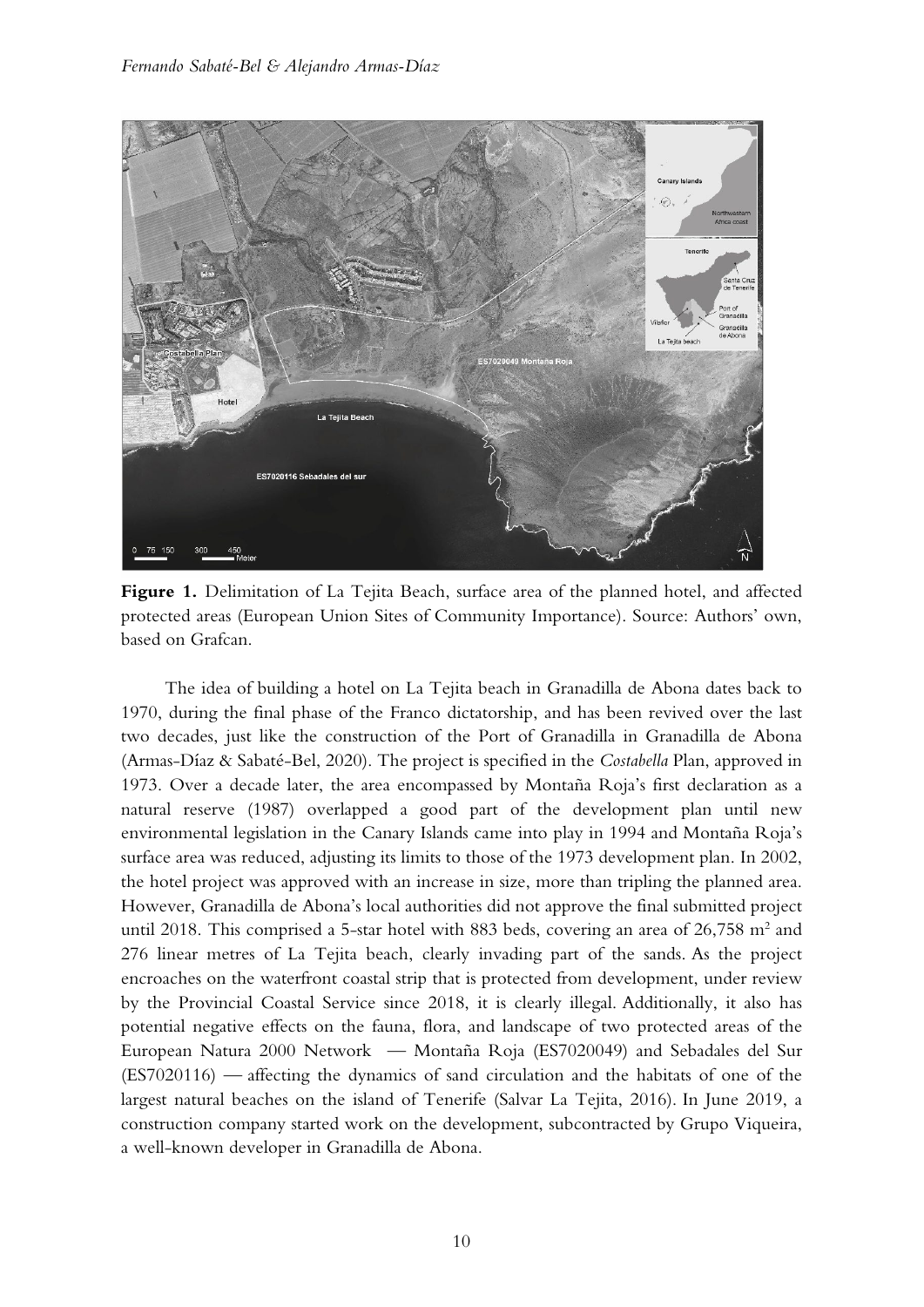**Figure 1.** Delimitation of La Tejita Beach, surface area of the planned hotel, and affected protected areas (European Union Sites of Community Importance). Source: Authors' own, based on Grafcan.

The idea of building a hotel on La Tejita beach in Granadilla de Abona dates back to 1970, during the final phase of the Franco dictatorship, and has been revived over the last two decades, just like the construction of the Port of Granadilla in Granadilla de Abona (Armas-Díaz & Sabaté-Bel, 2020). The project is specified in the *Costabella* Plan, approved in 1973. Over a decade later, the area encompassed by Montaña Roja's first declaration as a natural reserve (1987) overlapped a good part of the development plan until new environmental legislation in the Canary Islands came into play in 1994 and Montaña Roja's surface area was reduced, adjusting its limits to those of the 1973 development plan. In 2002, the hotel project was approved with an increase in size, more than tripling the planned area. However, Granadilla de Abona's local authorities did not approve the final submitted project until 2018. This comprised a 5-star hotel with 883 beds, covering an area of 26,758 m² and 276 linear metres of La Tejita beach, clearly invading part of the sands. As the project encroaches on the waterfront coastal strip that is protected from development, under review by the Provincial Coastal Service since 2018, it is clearly illegal. Additionally, it also has potential negative effects on the fauna, flora, and landscape of two protected areas of the European Natura 2000 Network — Montaña Roja (ES7020049) and Sebadales del Sur (ES7020116) — affecting the dynamics of sand circulation and the habitats of one of the largest natural beaches on the island of Tenerife (Salvar La Tejita, 2016). In June 2019, a construction company started work on the development, subcontracted by Grupo Viqueira, a well-known developer in Granadilla de Abona.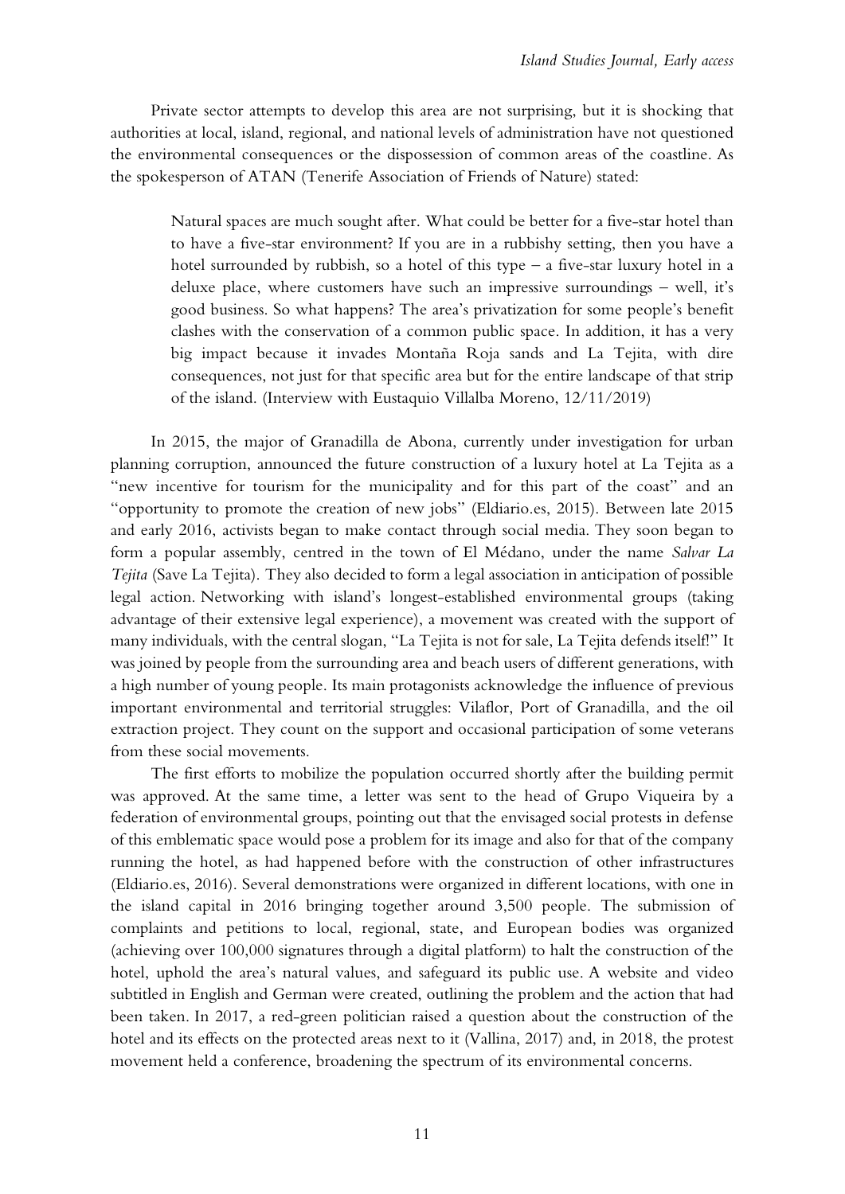Private sector attempts to develop this area are not surprising, but it is shocking that authorities at local, island, regional, and national levels of administration have not questioned the environmental consequences or the dispossession of common areas of the coastline. As the spokesperson of ATAN (Tenerife Association of Friends of Nature) stated:

> Natural spaces are much sought after. What could be better for a five-star hotel than to have a five-star environment? If you are in a rubbishy setting, then you have a hotel surrounded by rubbish, so a hotel of this type – a five-star luxury hotel in a deluxe place, where customers have such an impressive surroundings – well, it's good business. So what happens? The area's privatization for some people's benefit clashes with the conservation of a common public space. In addition, it has a very big impact because it invades Montaña Roja sands and La Tejita, with dire consequences, not just for that specific area but for the entire landscape of that strip of the island. (Interview with Eustaquio Villalba Moreno, 12/11/2019)

In 2015, the major of Granadilla de Abona, currently under investigation for urban planning corruption, announced the future construction of a luxury hotel at La Tejita as a "new incentive for tourism for the municipality and for this part of the coast" and an "opportunity to promote the creation of new jobs" (Eldiario.es, 2015). Between late 2015 and early 2016, activists began to make contact through social media. They soon began to form a popular assembly, centred in the town of El Médano, under the name *Salvar La Tejita* (Save La Tejita). They also decided to form a legal association in anticipation of possible legal action. Networking with island's longest-established environmental groups (taking advantage of their extensive legal experience), a movement was created with the support of many individuals, with the central slogan, "La Tejita is not for sale, La Tejita defends itself!" It was joined by people from the surrounding area and beach users of different generations, with a high number of young people. Its main protagonists acknowledge the influence of previous important environmental and territorial struggles: Vilaflor, Port of Granadilla, and the oil extraction project. They count on the support and occasional participation of some veterans from these social movements.

The first efforts to mobilize the population occurred shortly after the building permit was approved. At the same time, a letter was sent to the head of Grupo Viqueira by a federation of environmental groups, pointing out that the envisaged social protests in defense of this emblematic space would pose a problem for its image and also for that of the company running the hotel, as had happened before with the construction of other infrastructures (Eldiario.es, 2016). Several demonstrations were organized in different locations, with one in the island capital in 2016 bringing together around 3,500 people. The submission of complaints and petitions to local, regional, state, and European bodies was organized (achieving over 100,000 signatures through a digital platform) to halt the construction of the hotel, uphold the area's natural values, and safeguard its public use. A website and video subtitled in English and German were created, outlining the problem and the action that had been taken. In 2017, a red-green politician raised a question about the construction of the hotel and its effects on the protected areas next to it (Vallina, 2017) and, in 2018, the protest movement held a conference, broadening the spectrum of its environmental concerns.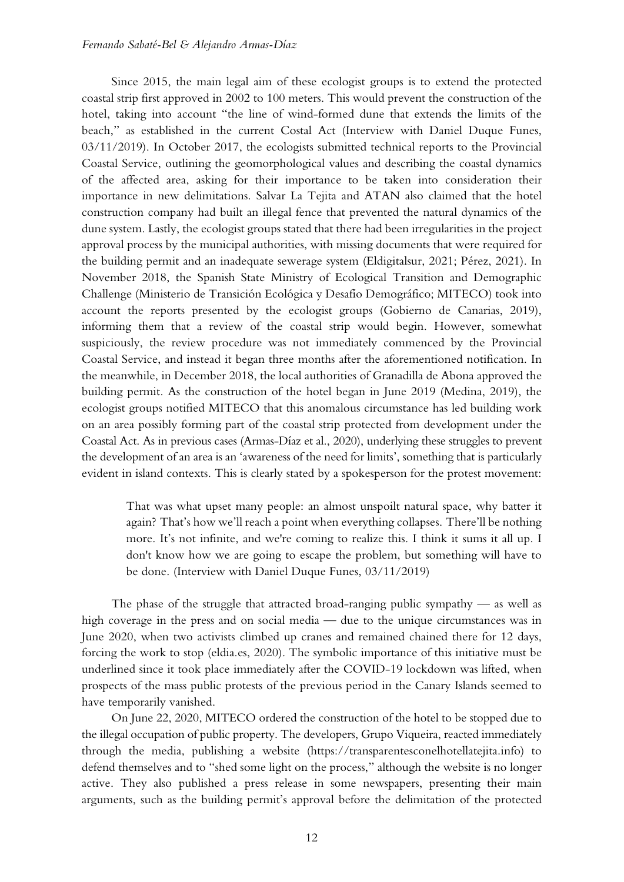Since 2015, the main legal aim of these ecologist groups is to extend the protected coastal strip first approved in 2002 to 100 meters. This would prevent the construction of the hotel, taking into account "the line of wind-formed dune that extends the limits of the beach," as established in the current Costal Act (Interview with Daniel Duque Funes, 03/11/2019). In October 2017, the ecologists submitted technical reports to the Provincial Coastal Service, outlining the geomorphological values and describing the coastal dynamics of the affected area, asking for their importance to be taken into consideration their importance in new delimitations. Salvar La Tejita and ATAN also claimed that the hotel construction company had built an illegal fence that prevented the natural dynamics of the dune system. Lastly, the ecologist groups stated that there had been irregularities in the project approval process by the municipal authorities, with missing documents that were required for the building permit and an inadequate sewerage system (Eldigitalsur, 2021; Pérez, 2021). In November 2018, the Spanish State Ministry of Ecological Transition and Demographic Challenge (Ministerio de Transición Ecológica y Desafío Demográfico; MITECO) took into account the reports presented by the ecologist groups (Gobierno de Canarias, 2019), informing them that a review of the coastal strip would begin. However, somewhat suspiciously, the review procedure was not immediately commenced by the Provincial Coastal Service, and instead it began three months after the aforementioned notification. In the meanwhile, in December 2018, the local authorities of Granadilla de Abona approved the building permit. As the construction of the hotel began in June 2019 (Medina, 2019), the ecologist groups notified MITECO that this anomalous circumstance has led building work on an area possibly forming part of the coastal strip protected from development under the Coastal Act. As in previous cases (Armas-Díaz et al., 2020), underlying these struggles to prevent the development of an area is an 'awareness of the need for limits', something that is particularly evident in island contexts. This is clearly stated by a spokesperson for the protest movement:

> That was what upset many people: an almost unspoilt natural space, why batter it again? That's how we'll reach a point when everything collapses. There'll be nothing more. It's not infinite, and we're coming to realize this. I think it sums it all up. I don't know how we are going to escape the problem, but something will have to be done. (Interview with Daniel Duque Funes, 03/11/2019)

The phase of the struggle that attracted broad-ranging public sympathy — as well as high coverage in the press and on social media — due to the unique circumstances was in June 2020, when two activists climbed up cranes and remained chained there for 12 days, forcing the work to stop (eldia.es, 2020). The symbolic importance of this initiative must be underlined since it took place immediately after the COVID-19 lockdown was lifted, when prospects of the mass public protests of the previous period in the Canary Islands seemed to have temporarily vanished.

On June 22, 2020, MITECO ordered the construction of the hotel to be stopped due to the illegal occupation of public property. The developers, Grupo Viqueira, reacted immediately through the media, publishing a website (https://transparentesconelhotellatejita.info) to defend themselves and to "shed some light on the process," although the website is no longer active. They also published a press release in some newspapers, presenting their main arguments, such as the building permit's approval before the delimitation of the protected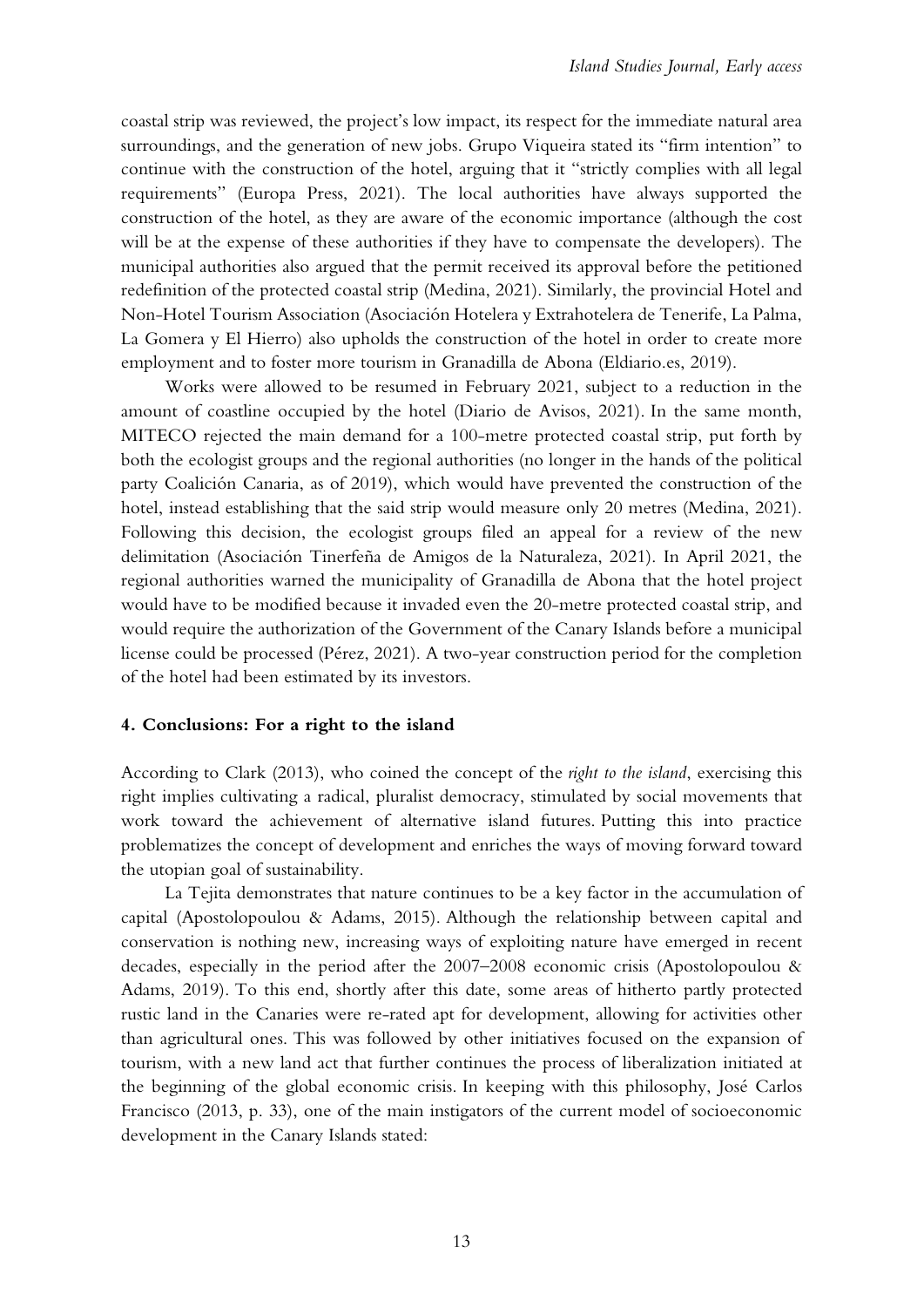coastal strip was reviewed, the project's low impact, its respect for the immediate natural area surroundings, and the generation of new jobs. Grupo Viqueira stated its "firm intention" to continue with the construction of the hotel, arguing that it "strictly complies with all legal requirements" (Europa Press, 2021). The local authorities have always supported the construction of the hotel, as they are aware of the economic importance (although the cost will be at the expense of these authorities if they have to compensate the developers). The municipal authorities also argued that the permit received its approval before the petitioned redefinition of the protected coastal strip (Medina, 2021). Similarly, the provincial Hotel and Non-Hotel Tourism Association (Asociación Hotelera y Extrahotelera de Tenerife, La Palma, La Gomera y El Hierro) also upholds the construction of the hotel in order to create more employment and to foster more tourism in Granadilla de Abona (Eldiario.es, 2019).

Works were allowed to be resumed in February 2021, subject to a reduction in the amount of coastline occupied by the hotel (Diario de Avisos, 2021). In the same month, MITECO rejected the main demand for a 100-metre protected coastal strip, put forth by both the ecologist groups and the regional authorities (no longer in the hands of the political party Coalición Canaria, as of 2019), which would have prevented the construction of the hotel, instead establishing that the said strip would measure only 20 metres (Medina, 2021). Following this decision, the ecologist groups filed an appeal for a review of the new delimitation (Asociación Tinerfeña de Amigos de la Naturaleza, 2021). In April 2021, the regional authorities warned the municipality of Granadilla de Abona that the hotel project would have to be modified because it invaded even the 20-metre protected coastal strip, and would require the authorization of the Government of the Canary Islands before a municipal license could be processed (Pérez, 2021). A two-year construction period for the completion of the hotel had been estimated by its investors.

## 4. Conclusions: For a right to the island

According to Clark (2013), who coined the concept of the *right to the island*, exercising this right implies cultivating a radical, pluralist democracy, stimulated by social movements that work toward the achievement of alternative island futures. Putting this into practice problematizes the concept of development and enriches the ways of moving forward toward the utopian goal of sustainability.

La Tejita demonstrates that nature continues to be a key factor in the accumulation of capital (Apostolopoulou & Adams, 2015). Although the relationship between capital and conservation is nothing new, increasing ways of exploiting nature have emerged in recent decades, especially in the period after the 2007–2008 economic crisis (Apostolopoulou & Adams, 2019). To this end, shortly after this date, some areas of hitherto partly protected rustic land in the Canaries were re-rated apt for development, allowing for activities other than agricultural ones. This was followed by other initiatives focused on the expansion of tourism, with a new land act that further continues the process of liberalization initiated at the beginning of the global economic crisis. In keeping with this philosophy, José Carlos Francisco (2013, p. 33), one of the main instigators of the current model of socioeconomic development in the Canary Islands stated: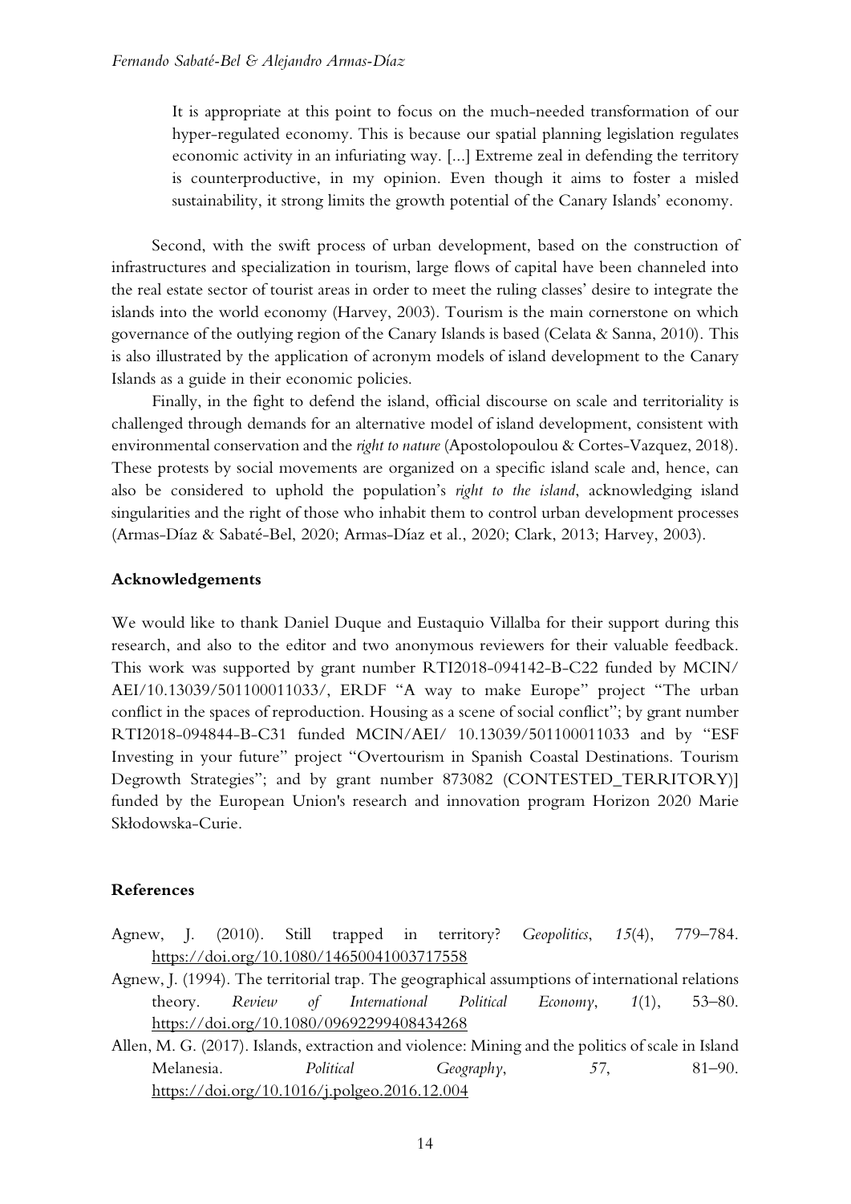> It is appropriate at this point to focus on the much-needed transformation of our hyper-regulated economy. This is because our spatial planning legislation regulates economic activity in an infuriating way. [...] Extreme zeal in defending the territory is counterproductive, in my opinion. Even though it aims to foster a misled sustainability, it strong limits the growth potential of the Canary Islands' economy.

Second, with the swift process of urban development, based on the construction of infrastructures and specialization in tourism, large flows of capital have been channeled into the real estate sector of tourist areas in order to meet the ruling classes' desire to integrate the islands into the world economy (Harvey, 2003). Tourism is the main cornerstone on which governance of the outlying region of the Canary Islands is based (Celata & Sanna, 2010). This is also illustrated by the application of acronym models of island development to the Canary Islands as a guide in their economic policies.

Finally, in the fight to defend the island, official discourse on scale and territoriality is challenged through demands for an alternative model of island development, consistent with environmental conservation and the *right to nature* (Apostolopoulou & Cortes-Vazquez, 2018). These protests by social movements are organized on a specific island scale and, hence, can also be considered to uphold the population's *right to the island*, acknowledging island singularities and the right of those who inhabit them to control urban development processes (Armas-Díaz & Sabaté-Bel, 2020; Armas-Díaz et al., 2020; Clark, 2013; Harvey, 2003).

## Acknowledgements

We would like to thank Daniel Duque and Eustaquio Villalba for their support during this research, and also to the editor and two anonymous reviewers for their valuable feedback. This work was supported by grant number RTI2018-094142-B-C22 funded by MCIN/AEI/10.13039/501100011033/, ERDF "A way to make Europe" project "The urban conflict in the spaces of reproduction. Housing as a scene of social conflict"; by grant number RTI2018-094844-B-C31 funded MCIN/AEI/ 10.13039/501100011033 and by "ESF Investing in your future" project "Overtourism in Spanish Coastal Destinations. Tourism Degrowth Strategies"; and by grant number 873082 (CONTESTED_TERRITORY)] funded by the European Union's research and innovation program Horizon 2020 Marie Skłodowska-Curie.

## References

Agnew, J. (2010). Still trapped in territory? *Geopolitics*, *15*(4), 779–784. https://doi.org/10.1080/14650041003717558

Agnew, J. (1994). The territorial trap. The geographical assumptions of international relations theory. *Review of International Political Economy*, *1*(1), 53–80. https://doi.org/10.1080/09692299408434268

Allen, M. G. (2017). Islands, extraction and violence: Mining and the politics of scale in Island Melanesia. *Political Geography*, *57*, 81–90. https://doi.org/10.1016/j.polgeo.2016.12.004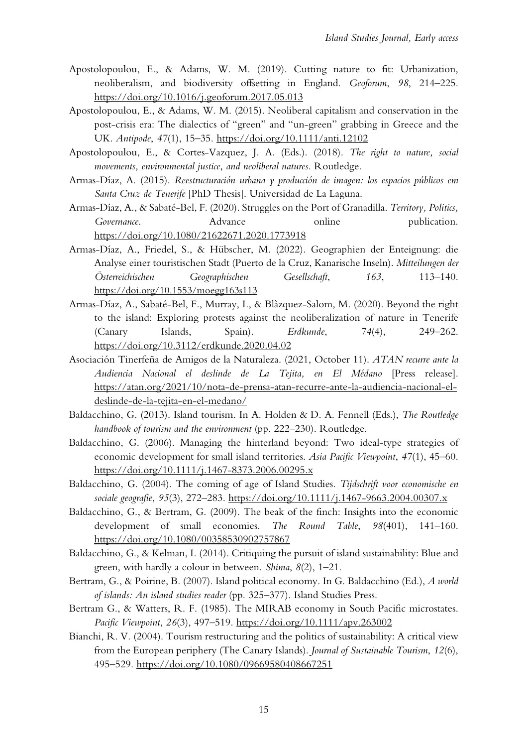Apostolopoulou, E., & Adams, W. M. (2019). Cutting nature to fit: Urbanization, neoliberalism, and biodiversity offsetting in England. *Geoforum*, *98*, 214–225. https://doi.org/10.1016/j.geoforum.2017.05.013

Apostolopoulou, E., & Adams, W. M. (2015). Neoliberal capitalism and conservation in the post-crisis era: The dialectics of "green" and "un-green" grabbing in Greece and the UK. *Antipode*, *47*(1), 15–35. https://doi.org/10.1111/anti.12102

Apostolopoulou, E., & Cortes-Vazquez, J. A. (Eds.). (2018). *The right to nature, social movements, environmental justice, and neoliberal natures*. Routledge.

Armas-Díaz, A. (2015). *Reestructuración urbana y producción de imagen: los espacios públicos em Santa Cruz de Tenerife* [PhD Thesis]. Universidad de La Laguna.

Armas-Díaz, A., & Sabaté-Bel, F. (2020). Struggles on the Port of Granadilla. *Territory, Politics, Governance*. Advance online publication. https://doi.org/10.1080/21622671.2020.1773918

Armas-Díaz, A., Friedel, S., & Hübscher, M. (2022). Geographien der Enteignung: die Analyse einer touristischen Stadt (Puerto de la Cruz, Kanarische Inseln). *Mitteilungen der Österreichischen Geographischen Gesellschaft*, *163*, 113–140. https://doi.org/10.1553/moegg163s113

Armas-Díaz, A., Sabaté-Bel, F., Murray, I., & Blàzquez-Salom, M. (2020). Beyond the right to the island: Exploring protests against the neoliberalization of nature in Tenerife (Canary Islands, Spain). *Erdkunde*, *74*(4), 249–262. https://doi.org/10.3112/erdkunde.2020.04.02

Asociación Tinerfeña de Amigos de la Naturaleza. (2021, October 11). *ATAN recurre ante la Audiencia Nacional el deslinde de La Tejita, en El Médano* [Press release]. https://atan.org/2021/10/nota-de-prensa-atan-recurre-ante-la-audiencia-nacional-el-deslinde-de-la-tejita-en-el-medano/

Baldacchino, G. (2013). Island tourism. In A. Holden & D. A. Fennell (Eds.), *The Routledge handbook of tourism and the environment* (pp. 222–230). Routledge.

Baldacchino, G. (2006). Managing the hinterland beyond: Two ideal-type strategies of economic development for small island territories. *Asia Pacific Viewpoint*, *47*(1), 45–60. https://doi.org/10.1111/j.1467-8373.2006.00295.x

Baldacchino, G. (2004). The coming of age of Island Studies. *Tijdschrift voor economische en sociale geografie*, *95*(3), 272–283. https://doi.org/10.1111/j.1467-9663.2004.00307.x

Baldacchino, G., & Bertram, G. (2009). The beak of the finch: Insights into the economic development of small economies. *The Round Table*, *98*(401), 141–160. https://doi.org/10.1080/00358530902757867

Baldacchino, G., & Kelman, I. (2014). Critiquing the pursuit of island sustainability: Blue and green, with hardly a colour in between. *Shima*, *8*(2), 1–21.

Bertram, G., & Poirine, B. (2007). Island political economy. In G. Baldacchino (Ed.), *A world of islands: An island studies reader* (pp. 325–377). Island Studies Press.

Bertram G., & Watters, R. F. (1985). The MIRAB economy in South Pacific microstates. *Pacific Viewpoint*, *26*(3), 497–519. https://doi.org/10.1111/apv.263002

Bianchi, R. V. (2004). Tourism restructuring and the politics of sustainability: A critical view from the European periphery (The Canary Islands). *Journal of Sustainable Tourism*, *12*(6), 495–529. https://doi.org/10.1080/09669580408667251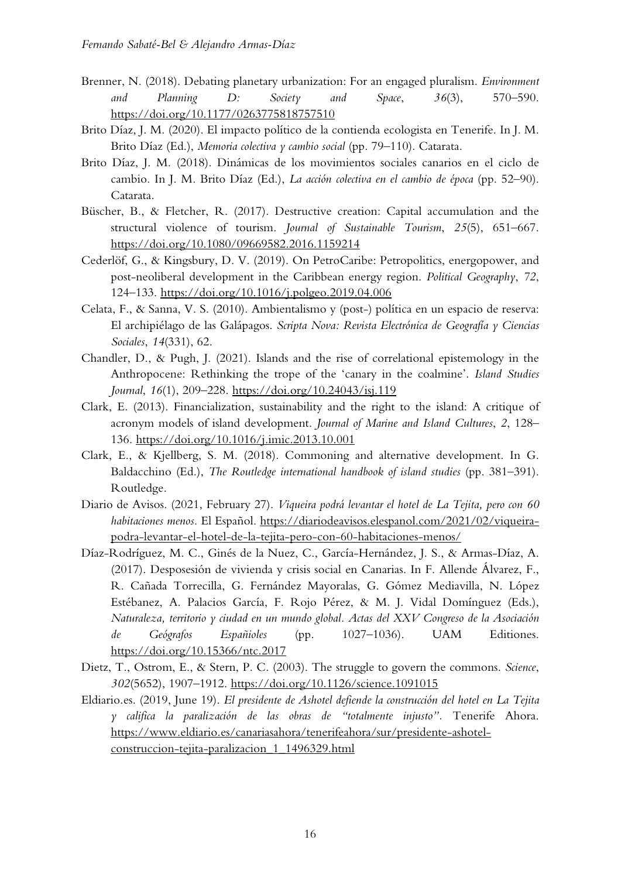Brenner, N. (2018). Debating planetary urbanization: For an engaged pluralism. *Environment and Planning D: Society and Space*, *36*(3), 570–590. https://doi.org/10.1177/0263775818757510

Brito Díaz, J. M. (2020). El impacto político de la contienda ecologista en Tenerife. In J. M. Brito Díaz (Ed.), *Memoria colectiva y cambio social* (pp. 79–110). Catarata.

Brito Díaz, J. M. (2018). Dinámicas de los movimientos sociales canarios en el ciclo de cambio. In J. M. Brito Díaz (Ed.), *La acción colectiva en el cambio de época* (pp. 52–90). Catarata.

Büscher, B., & Fletcher, R. (2017). Destructive creation: Capital accumulation and the structural violence of tourism. *Journal of Sustainable Tourism*, *25*(5), 651–667. https://doi.org/10.1080/09669582.2016.1159214

Cederlöf, G., & Kingsbury, D. V. (2019). On PetroCaribe: Petropolitics, energopower, and post-neoliberal development in the Caribbean energy region. *Political Geography*, *72*, 124–133. https://doi.org/10.1016/j.polgeo.2019.04.006

Celata, F., & Sanna, V. S. (2010). Ambientalismo y (post-) política en un espacio de reserva: El archipiélago de las Galápagos. *Scripta Nova: Revista Electrónica de Geografía y Ciencias Sociales*, *14*(331), 62.

Chandler, D., & Pugh, J. (2021). Islands and the rise of correlational epistemology in the Anthropocene: Rethinking the trope of the 'canary in the coalmine'. *Island Studies Journal*, *16*(1), 209–228. https://doi.org/10.24043/isj.119

Clark, E. (2013). Financialization, sustainability and the right to the island: A critique of acronym models of island development. *Journal of Marine and Island Cultures*, *2*, 128–136. https://doi.org/10.1016/j.imic.2013.10.001

Clark, E., & Kjellberg, S. M. (2018). Commoning and alternative development. In G. Baldacchino (Ed.), *The Routledge international handbook of island studies* (pp. 381–391). Routledge.

Diario de Avisos. (2021, February 27). *Viqueira podrá levantar el hotel de La Tejita, pero con 60 habitaciones menos*. El Español. https://diariodeavisos.elespanol.com/2021/02/viqueira-podra-levantar-el-hotel-de-la-tejita-pero-con-60-habitaciones-menos/

Díaz-Rodríguez, M. C., Ginés de la Nuez, C., García-Hernández, J. S., & Armas-Díaz, A. (2017). Desposesión de vivienda y crisis social en Canarias. In F. Allende Álvarez, F., R. Cañada Torrecilla, G. Fernández Mayoralas, G. Gómez Mediavilla, N. López Estébanez, A. Palacios García, F. Rojo Pérez, & M. J. Vidal Domínguez (Eds.), *Naturaleza, territorio y ciudad en un mundo global. Actas del XXV Congreso de la Asociación de Geógrafos Españoles* (pp. 1027–1036). UAM Editiones. https://doi.org/10.15366/ntc.2017

Dietz, T., Ostrom, E., & Stern, P. C. (2003). The struggle to govern the commons. *Science*, *302*(5652), 1907–1912. https://doi.org/10.1126/science.1091015

Eldiario.es. (2019, June 19). *El presidente de Ashotel defiende la construcción del hotel en La Tejita y califica la paralización de las obras de "totalmente injusto"*. Tenerife Ahora. https://www.eldiario.es/canariasahora/tenerifeahora/sur/presidente-ashotel-construccion-tejita-paralizacion_1_1496329.html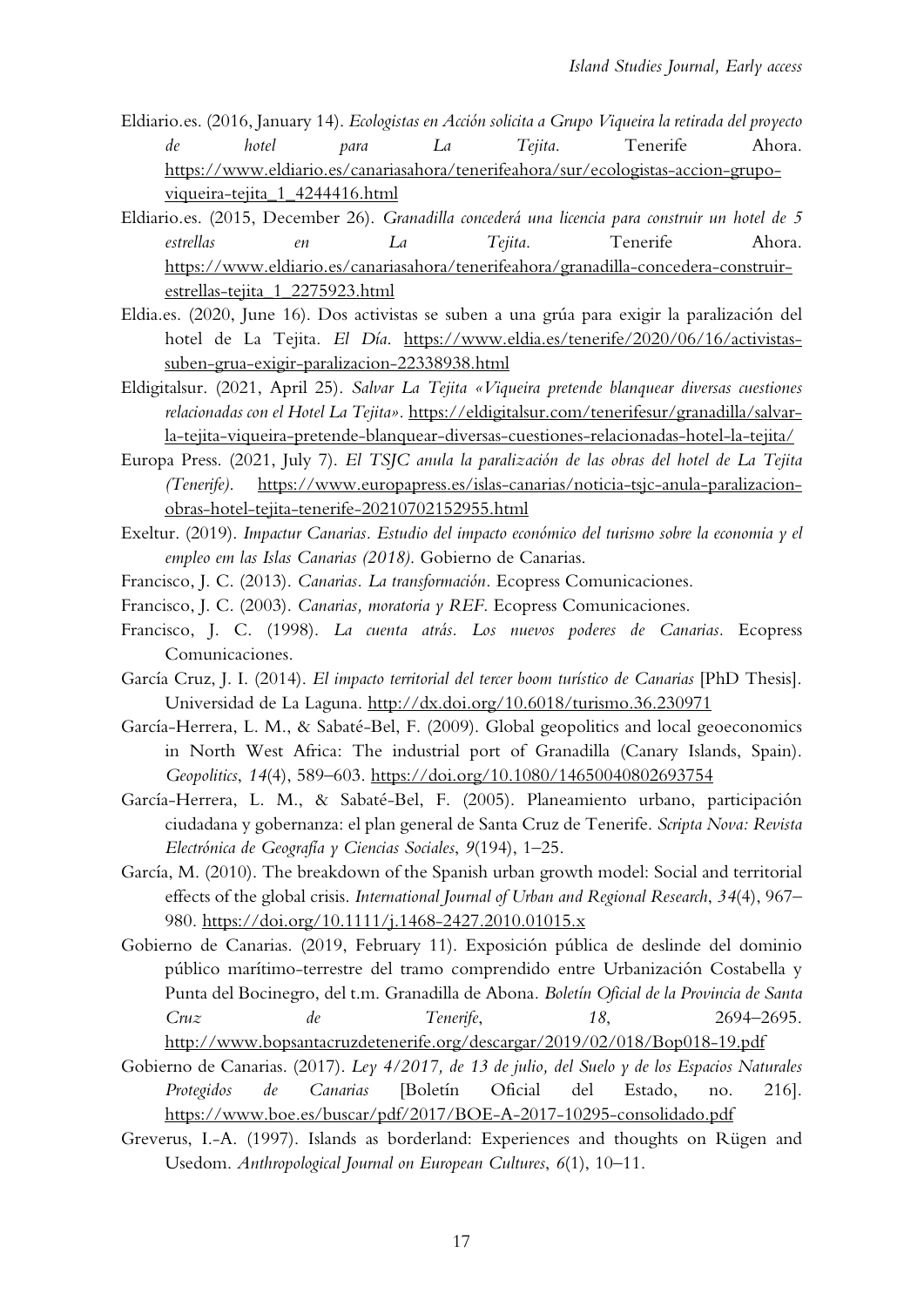Eldiario.es. (2016, January 14). *Ecologistas en Acción solicita a Grupo Viqueira la retirada del proyecto de hotel para La Tejita*. Tenerife Ahora. https://www.eldiario.es/canariasahora/tenerifeahora/sur/ecologistas-accion-grupo-viqueira-tejita_1_4244416.html

Eldiario.es. (2015, December 26). *Granadilla concederá una licencia para construir un hotel de 5 estrellas en La Tejita*. Tenerife Ahora. https://www.eldiario.es/canariasahora/tenerifeahora/granadilla-concedera-construir-estrellas-tejita_1_2275923.html

Eldia.es. (2020, June 16). Dos activistas se suben a una grúa para exigir la paralización del hotel de La Tejita. *El Día*. https://www.eldia.es/tenerife/2020/06/16/activistas-suben-grua-exigir-paralizacion-22338938.html

Eldigitalsur. (2021, April 25). *Salvar La Tejita «Viqueira pretende blanquear diversas cuestiones relacionadas con el Hotel La Tejita»*. https://eldigitalsur.com/tenerifesur/granadilla/salvar-la-tejita-viqueira-pretende-blanquear-diversas-cuestiones-relacionadas-hotel-la-tejita/

Europa Press. (2021, July 7). *El TSJC anula la paralización de las obras del hotel de La Tejita (Tenerife)*. https://www.europapress.es/islas-canarias/noticia-tsjc-anula-paralizacion-obras-hotel-tejita-tenerife-20210702152955.html

Exeltur. (2019). *Impactur Canarias. Estudio del impacto económico del turismo sobre la economia y el empleo em las Islas Canarias (2018)*. Gobierno de Canarias.

Francisco, J. C. (2013). *Canarias. La transformación*. Ecopress Comunicaciones.

Francisco, J. C. (2003). *Canarias, moratoria y REF*. Ecopress Comunicaciones.

Francisco, J. C. (1998). *La cuenta atrás. Los nuevos poderes de Canarias*. Ecopress Comunicaciones.

García Cruz, J. I. (2014). *El impacto territorial del tercer boom turístico de Canarias* [PhD Thesis]. Universidad de La Laguna. http://dx.doi.org/10.6018/turismo.36.230971

García-Herrera, L. M., & Sabaté-Bel, F. (2009). Global geopolitics and local geoeconomics in North West Africa: The industrial port of Granadilla (Canary Islands, Spain). *Geopolitics*, *14*(4), 589–603. https://doi.org/10.1080/14650040802693754

García-Herrera, L. M., & Sabaté-Bel, F. (2005). Planeamiento urbano, participación ciudadana y gobernanza: el plan general de Santa Cruz de Tenerife. *Scripta Nova: Revista Electrónica de Geografía y Ciencias Sociales*, *9*(194), 1–25.

García, M. (2010). The breakdown of the Spanish urban growth model: Social and territorial effects of the global crisis. *International Journal of Urban and Regional Research*, *34*(4), 967–980. https://doi.org/10.1111/j.1468-2427.2010.01015.x

Gobierno de Canarias. (2019, February 11). Exposición pública de deslinde del dominio público marítimo-terrestre del tramo comprendido entre Urbanización Costabella y Punta del Bocinegro, del t.m. Granadilla de Abona. *Boletín Oficial de la Provincia de Santa Cruz de Tenerife*, *18*, 2694–2695. http://www.bopsantacruzdetenerife.org/descargar/2019/02/018/Bop018-19.pdf

Gobierno de Canarias. (2017). *Ley 4/2017, de 13 de julio, del Suelo y de los Espacios Naturales Protegidos de Canarias* [Boletín Oficial del Estado, no. 216]. https://www.boe.es/buscar/pdf/2017/BOE-A-2017-10295-consolidado.pdf

Greverus, I.-A. (1997). Islands as borderland: Experiences and thoughts on Rügen and Usedom. *Anthropological Journal on European Cultures*, *6*(1), 10–11.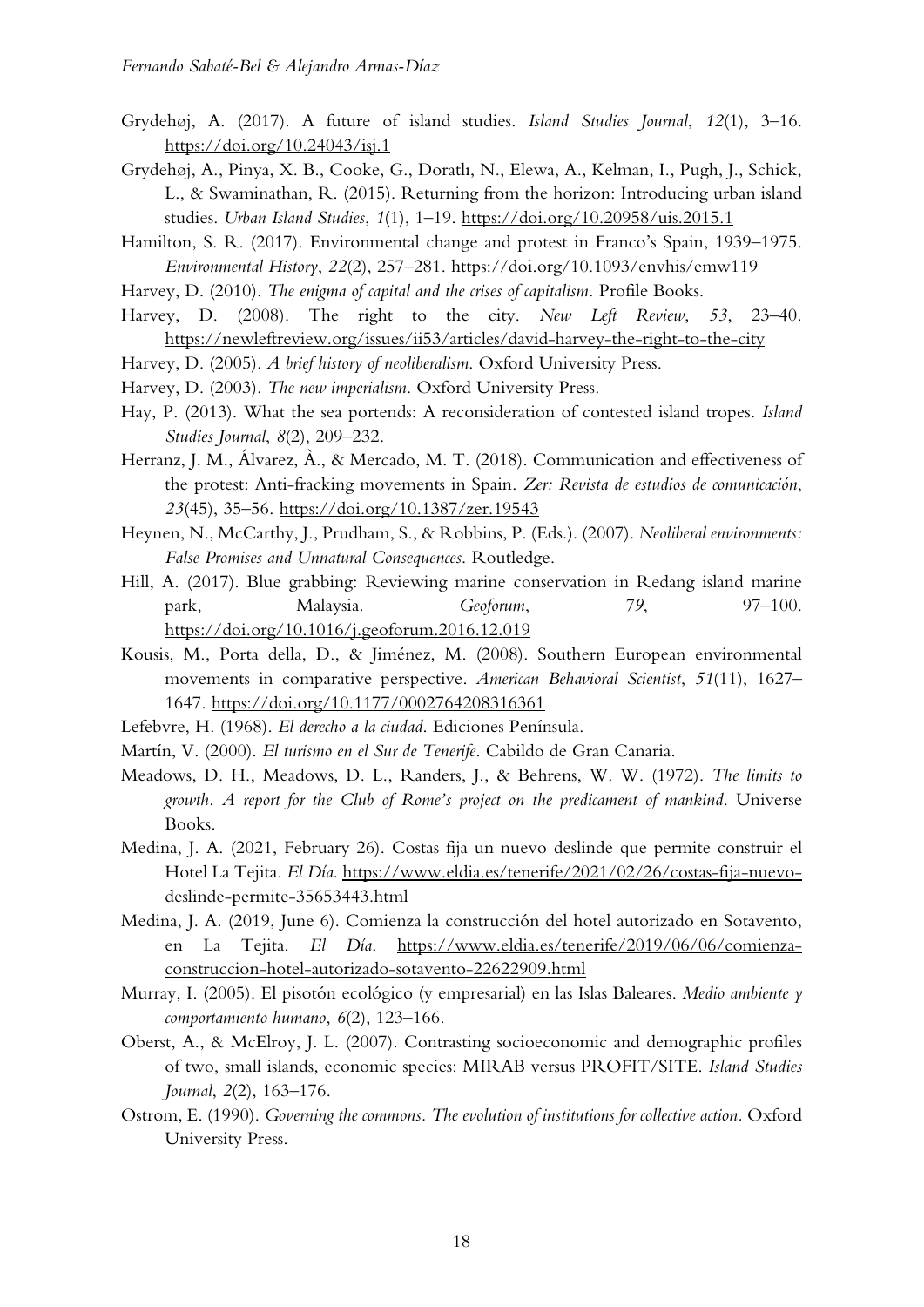Grydehøj, A. (2017). A future of island studies. *Island Studies Journal*, *12*(1), 3–16. https://doi.org/10.24043/isj.1

Grydehøj, A., Pinya, X. B., Cooke, G., Doratlı, N., Elewa, A., Kelman, I., Pugh, J., Schick, L., & Swaminathan, R. (2015). Returning from the horizon: Introducing urban island studies. *Urban Island Studies*, *1*(1), 1–19. https://doi.org/10.20958/uis.2015.1

Hamilton, S. R. (2017). Environmental change and protest in Franco's Spain, 1939–1975. *Environmental History*, *22*(2), 257–281. https://doi.org/10.1093/envhis/emw119

Harvey, D. (2010). *The enigma of capital and the crises of capitalism*. Profile Books.

Harvey, D. (2008). The right to the city. *New Left Review*, *53*, 23–40. https://newleftreview.org/issues/ii53/articles/david-harvey-the-right-to-the-city

Harvey, D. (2005). *A brief history of neoliberalism*. Oxford University Press.

Harvey, D. (2003). *The new imperialism*. Oxford University Press.

Hay, P. (2013). What the sea portends: A reconsideration of contested island tropes. *Island Studies Journal*, *8*(2), 209–232.

Herranz, J. M., Álvarez, À., & Mercado, M. T. (2018). Communication and effectiveness of the protest: Anti-fracking movements in Spain. *Zer: Revista de estudios de comunicación*, *23*(45), 35–56. https://doi.org/10.1387/zer.19543

Heynen, N., McCarthy, J., Prudham, S., & Robbins, P. (Eds.). (2007). *Neoliberal environments: False Promises and Unnatural Consequences*. Routledge.

Hill, A. (2017). Blue grabbing: Reviewing marine conservation in Redang island marine park, Malaysia. *Geoforum*, *79*, 97–100. https://doi.org/10.1016/j.geoforum.2016.12.019

Kousis, M., Porta della, D., & Jiménez, M. (2008). Southern European environmental movements in comparative perspective. *American Behavioral Scientist*, *51*(11), 1627–1647. https://doi.org/10.1177/0002764208316361

Lefebvre, H. (1968). *El derecho a la ciudad*. Ediciones Península.

Martín, V. (2000). *El turismo en el Sur de Tenerife*. Cabildo de Gran Canaria.

Meadows, D. H., Meadows, D. L., Randers, J., & Behrens, W. W. (1972). *The limits to growth. A report for the Club of Rome's project on the predicament of mankind*. Universe Books.

Medina, J. A. (2021, February 26). Costas fija un nuevo deslinde que permite construir el Hotel La Tejita. *El Día*. https://www.eldia.es/tenerife/2021/02/26/costas-fija-nuevo-deslinde-permite-35653443.html

Medina, J. A. (2019, June 6). Comienza la construcción del hotel autorizado en Sotavento, en La Tejita. *El Día*. https://www.eldia.es/tenerife/2019/06/06/comienza-construccion-hotel-autorizado-sotavento-22622909.html

Murray, I. (2005). El pisotón ecológico (y empresarial) en las Islas Baleares. *Medio ambiente y comportamiento humano*, *6*(2), 123–166.

Oberst, A., & McElroy, J. L. (2007). Contrasting socioeconomic and demographic profiles of two, small islands, economic species: MIRAB versus PROFIT/SITE. *Island Studies Journal*, *2*(2), 163–176.

Ostrom, E. (1990). *Governing the commons. The evolution of institutions for collective action*. Oxford University Press.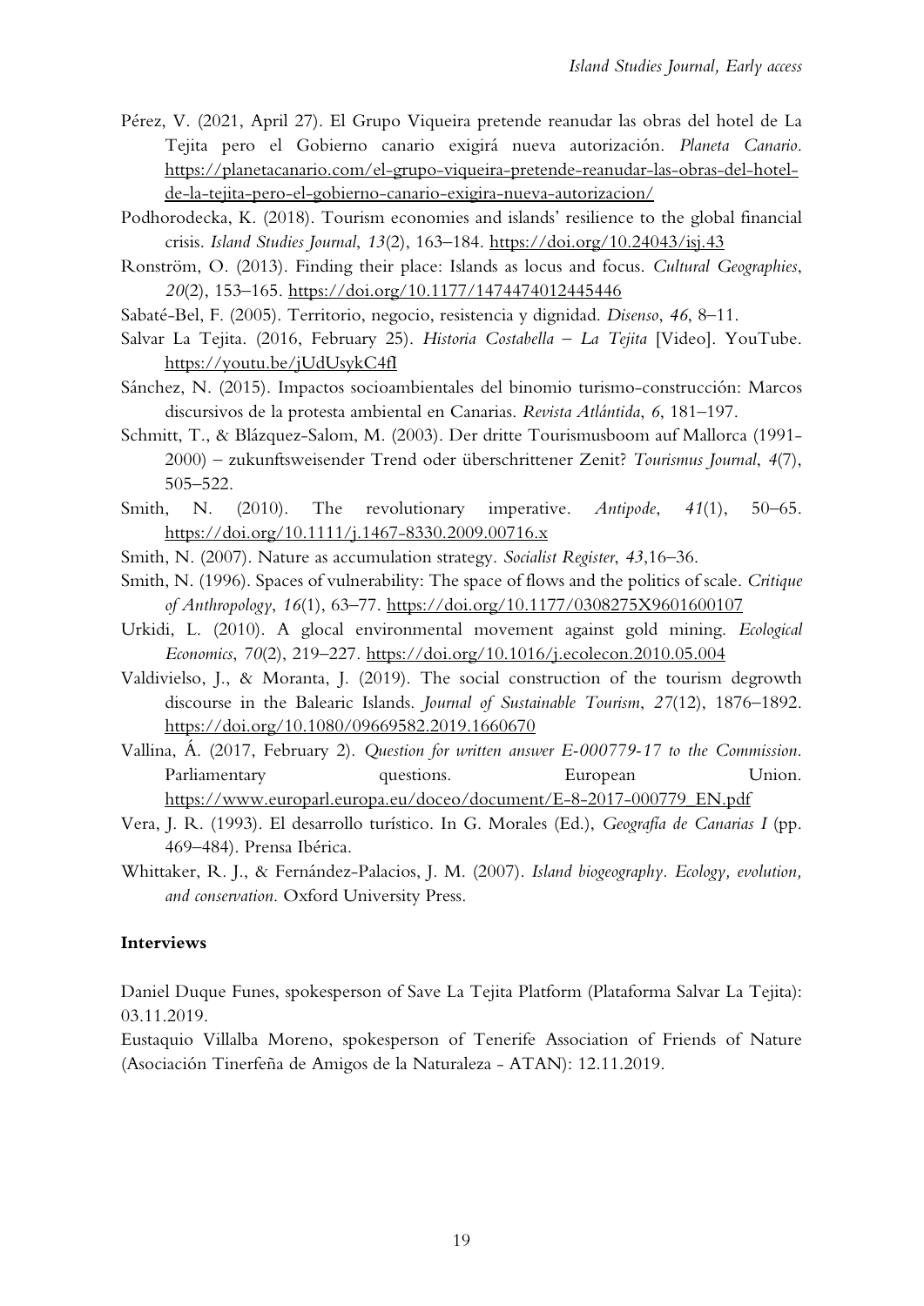Pérez, V. (2021, April 27). El Grupo Viqueira pretende reanudar las obras del hotel de La Tejita pero el Gobierno canario exigirá nueva autorización. *Planeta Canario*. https://planetacanario.com/el-grupo-viqueira-pretende-reanudar-las-obras-del-hotel-de-la-tejita-pero-el-gobierno-canario-exigira-nueva-autorizacion/

Podhorodecka, K. (2018). Tourism economies and islands' resilience to the global financial crisis. *Island Studies Journal*, *13*(2), 163–184. https://doi.org/10.24043/isj.43

Ronström, O. (2013). Finding their place: Islands as locus and focus. *Cultural Geographies*, *20*(2), 153–165. https://doi.org/10.1177/1474474012445446

Sabaté-Bel, F. (2005). Territorio, negocio, resistencia y dignidad. *Disenso*, *46*, 8–11.

Salvar La Tejita. (2016, February 25). *Historia Costabella – La Tejita* [Video]. YouTube. https://youtu.be/jUdUsykC4fI

Sánchez, N. (2015). Impactos socioambientales del binomio turismo-construcción: Marcos discursivos de la protesta ambiental en Canarias. *Revista Atlántida*, *6*, 181–197.

Schmitt, T., & Blázquez-Salom, M. (2003). Der dritte Tourismusboom auf Mallorca (1991-2000) – zukunftsweisender Trend oder überschrittener Zenit? *Tourismus Journal*, *4*(7), 505–522.

Smith, N. (2010). The revolutionary imperative. *Antipode*, *41*(1), 50–65. https://doi.org/10.1111/j.1467-8330.2009.00716.x

Smith, N. (2007). Nature as accumulation strategy. *Socialist Register*, *43*,16–36.

Smith, N. (1996). Spaces of vulnerability: The space of flows and the politics of scale. *Critique of Anthropology*, *16*(1), 63–77. https://doi.org/10.1177/0308275X9601600107

Urkidi, L. (2010). A glocal environmental movement against gold mining. *Ecological Economics*, *70*(2), 219–227. https://doi.org/10.1016/j.ecolecon.2010.05.004

Valdivielso, J., & Moranta, J. (2019). The social construction of the tourism degrowth discourse in the Balearic Islands. *Journal of Sustainable Tourism*, *27*(12), 1876–1892. https://doi.org/10.1080/09669582.2019.1660670

Vallina, Á. (2017, February 2). *Question for written answer E-000779-17 to the Commission*. Parliamentary questions. European Union. https://www.europarl.europa.eu/doceo/document/E-8-2017-000779_EN.pdf

Vera, J. R. (1993). El desarrollo turístico. In G. Morales (Ed.), *Geografía de Canarias I* (pp. 469–484). Prensa Ibérica.

Whittaker, R. J., & Fernández-Palacios, J. M. (2007). *Island biogeography. Ecology, evolution, and conservation*. Oxford University Press.

**Interviews**

Daniel Duque Funes, spokesperson of Save La Tejita Platform (Plataforma Salvar La Tejita): 03.11.2019.

Eustaquio Villalba Moreno, spokesperson of Tenerife Association of Friends of Nature (Asociación Tinerfeña de Amigos de la Naturaleza - ATAN): 12.11.2019.